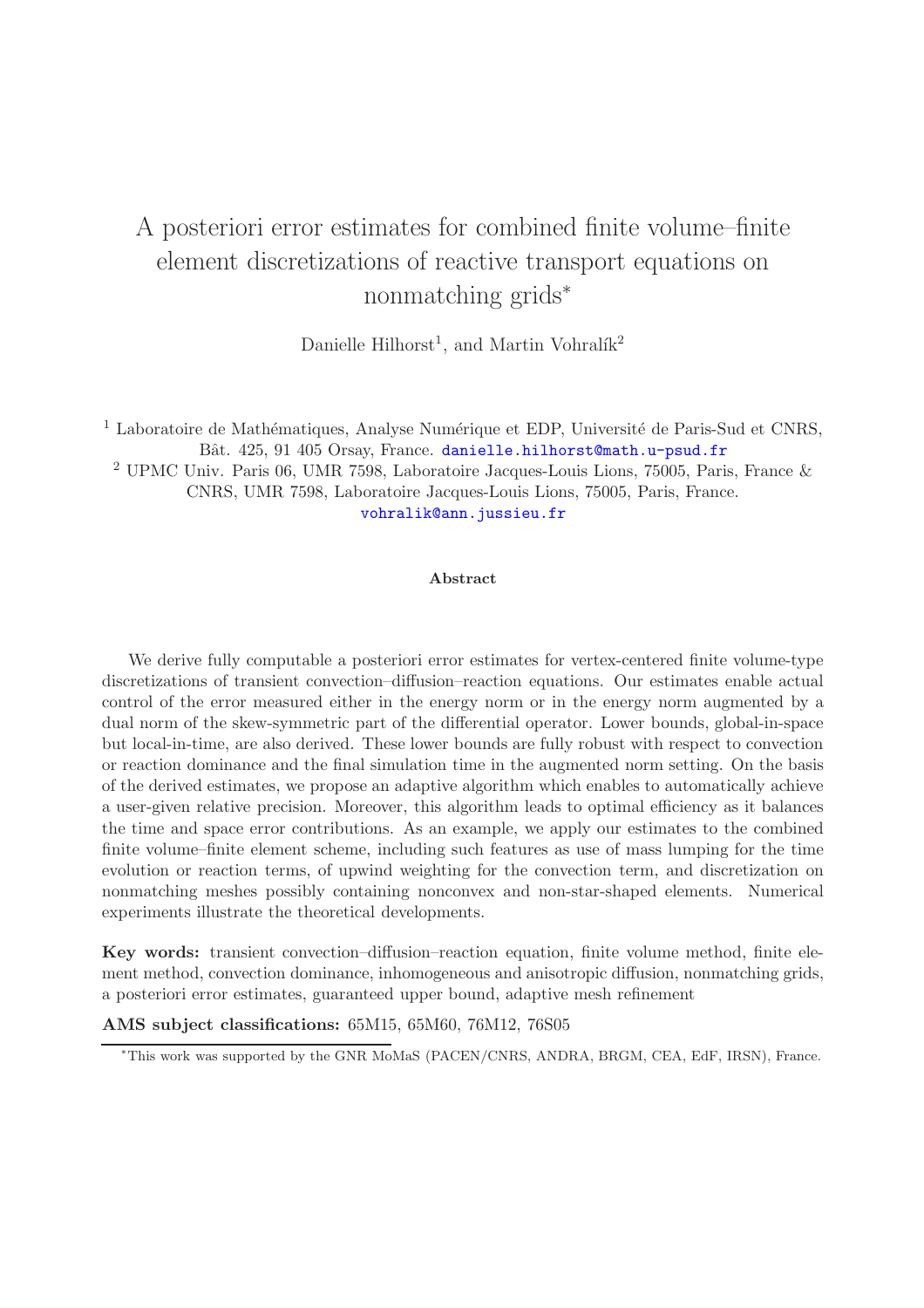# A posteriori error estimates for combined finite volume–finite element discretizations of reactive transport equations on nonmatching grids*

Danielle Hilhorst[1], and Martin Vohralík[2]

[1] Laboratoire de Mathématiques, Analyse Numérique et EDP, Université de Paris-Sud et CNRS, Bât. 425, 91 405 Orsay, France. danielle.hilhorst@math.u-psud.fr

[2] UPMC Univ. Paris 06, UMR 7598, Laboratoire Jacques-Louis Lions, 75005, Paris, France & CNRS, UMR 7598, Laboratoire Jacques-Louis Lions, 75005, Paris, France. vohralik@ann.jussieu.fr

**Abstract**

We derive fully computable a posteriori error estimates for vertex-centered finite volume-type discretizations of transient convection–diffusion–reaction equations. Our estimates enable actual control of the error measured either in the energy norm or in the energy norm augmented by a dual norm of the skew-symmetric part of the differential operator. Lower bounds, global-in-space but local-in-time, are also derived. These lower bounds are fully robust with respect to convection or reaction dominance and the final simulation time in the augmented norm setting. On the basis of the derived estimates, we propose an adaptive algorithm which enables to automatically achieve a user-given relative precision. Moreover, this algorithm leads to optimal efficiency as it balances the time and space error contributions. As an example, we apply our estimates to the combined finite volume–finite element scheme, including such features as use of mass lumping for the time evolution or reaction terms, of upwind weighting for the convection term, and discretization on nonmatching meshes possibly containing nonconvex and non-star-shaped elements. Numerical experiments illustrate the theoretical developments.

**Key words:** transient convection–diffusion–reaction equation, finite volume method, finite element method, convection dominance, inhomogeneous and anisotropic diffusion, nonmatching grids, a posteriori error estimates, guaranteed upper bound, adaptive mesh refinement

**AMS subject classifications:** 65M15, 65M60, 76M12, 76S05

*This work was supported by the GNR MoMaS (PACEN/CNRS, ANDRA, BRGM, CEA, EdF, IRSN), France.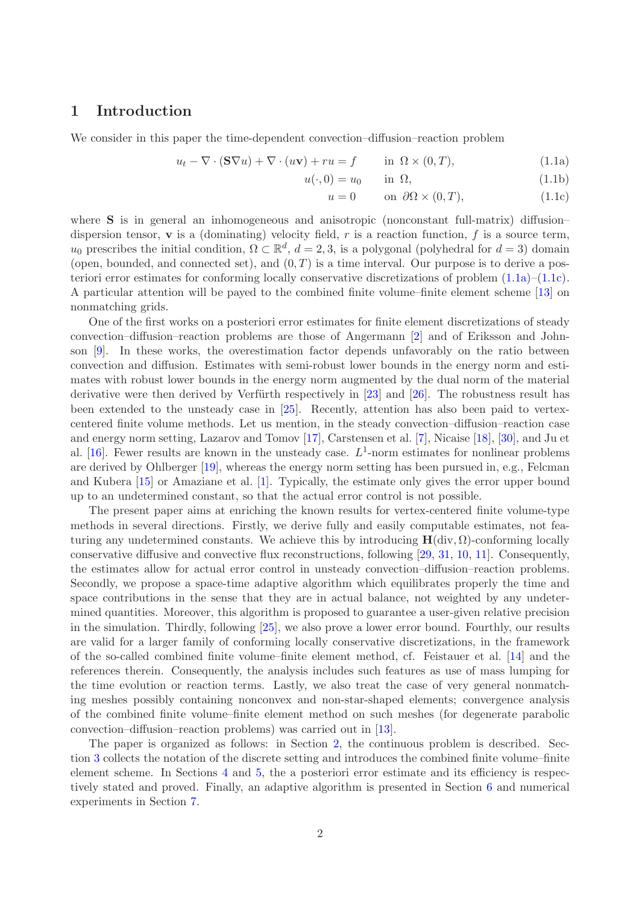## 1 Introduction

We consider in this paper the time-dependent convection–diffusion–reaction problem

$$u_t - \nabla \cdot (\mathbf{S}\nabla u) + \nabla \cdot (u\mathbf{v}) + ru = f \qquad \text{in } \Omega \times (0,T), \tag{1.1a}$$

$$u(\cdot, 0) = u_0 \qquad \text{in } \Omega, \tag{1.1b}$$

$$u = 0 \qquad \text{on } \partial\Omega \times (0,T), \tag{1.1c}$$

where $\mathbf{S}$ is in general an inhomogeneous and anisotropic (nonconstant full-matrix) diffusion–dispersion tensor, $\mathbf{v}$ is a (dominating) velocity field, $r$ is a reaction function, $f$ is a source term, $u_0$ prescribes the initial condition, $\Omega \subset \mathbb{R}^d$, $d = 2, 3$, is a polygonal (polyhedral for $d = 3$) domain (open, bounded, and connected set), and $(0, T)$ is a time interval. Our purpose is to derive a posteriori error estimates for conforming locally conservative discretizations of problem (1.1a)–(1.1c). A particular attention will be payed to the combined finite volume–finite element scheme [13] on nonmatching grids.

One of the first works on a posteriori error estimates for finite element discretizations of steady convection–diffusion–reaction problems are those of Angermann [2] and of Eriksson and Johnson [9]. In these works, the overestimation factor depends unfavorably on the ratio between convection and diffusion. Estimates with semi-robust lower bounds in the energy norm and estimates with robust lower bounds in the energy norm augmented by the dual norm of the material derivative were then derived by Verfürth respectively in [23] and [26]. The robustness result has been extended to the unsteady case in [25]. Recently, attention has also been paid to vertex-centered finite volume methods. Let us mention, in the steady convection–diffusion–reaction case and energy norm setting, Lazarov and Tomov [17], Carstensen et al. [7], Nicaise [18], [30], and Ju et al. [16]. Fewer results are known in the unsteady case. $L^1$-norm estimates for nonlinear problems are derived by Ohlberger [19], whereas the energy norm setting has been pursued in, e.g., Felcman and Kubera [15] or Amaziane et al. [1]. Typically, the estimate only gives the error upper bound up to an undetermined constant, so that the actual error control is not possible.

The present paper aims at enriching the known results for vertex-centered finite volume-type methods in several directions. Firstly, we derive fully and easily computable estimates, not featuring any undetermined constants. We achieve this by introducing $\mathbf{H}(\text{div}, \Omega)$-conforming locally conservative diffusive and convective flux reconstructions, following [29, 31, 10, 11]. Consequently, the estimates allow for actual error control in unsteady convection–diffusion–reaction problems. Secondly, we propose a space-time adaptive algorithm which equilibrates properly the time and space contributions in the sense that they are in actual balance, not weighted by any undetermined quantities. Moreover, this algorithm is proposed to guarantee a user-given relative precision in the simulation. Thirdly, following [25], we also prove a lower error bound. Fourthly, our results are valid for a larger family of conforming locally conservative discretizations, in the framework of the so-called combined finite volume–finite element method, cf. Feistauer et al. [14] and the references therein. Consequently, the analysis includes such features as use of mass lumping for the time evolution or reaction terms. Lastly, we also treat the case of very general nonmatching meshes possibly containing nonconvex and non-star-shaped elements; convergence analysis of the combined finite volume–finite element method on such meshes (for degenerate parabolic convection–diffusion–reaction problems) was carried out in [13].

The paper is organized as follows: in Section 2, the continuous problem is described. Section 3 collects the notation of the discrete setting and introduces the combined finite volume–finite element scheme. In Sections 4 and 5, the a posteriori error estimate and its efficiency is respectively stated and proved. Finally, an adaptive algorithm is presented in Section 6 and numerical experiments in Section 7.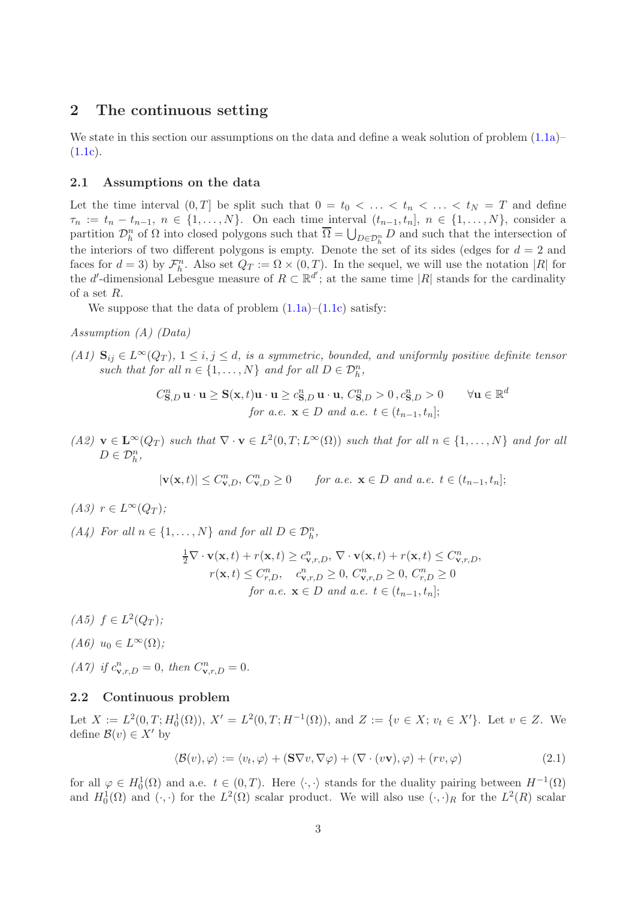## 2 The continuous setting

We state in this section our assumptions on the data and define a weak solution of problem (1.1a)–(1.1c).

### 2.1 Assumptions on the data

Let the time interval $(0, T]$ be split such that $0 = t_0 < \ldots < t_n < \ldots < t_N = T$ and define $\tau_n := t_n - t_{n-1}$, $n \in \{1, \ldots, N\}$. On each time interval $(t_{n-1}, t_n]$, $n \in \{1, \ldots, N\}$, consider a partition $\mathcal{D}_h^n$ of $\Omega$ into closed polygons such that $\overline{\Omega} = \bigcup_{D \in \mathcal{D}_h^n} D$ and such that the intersection of the interiors of two different polygons is empty. Denote the set of its sides (edges for $d = 2$ and faces for $d = 3$) by $\mathcal{F}_h^n$. Also set $Q_T := \Omega \times (0, T)$. In the sequel, we will use the notation $|R|$ for the $d'$-dimensional Lebesgue measure of $R \subset \mathbb{R}^{d'}$; at the same time $|R|$ stands for the cardinality of a set $R$.

We suppose that the data of problem (1.1a)–(1.1c) satisfy:

*Assumption (A) (Data)*

*(A1)* $\mathbf{S}_{ij} \in L^\infty(Q_T)$, $1 \le i, j \le d$, *is a symmetric, bounded, and uniformly positive definite tensor such that for all* $n \in \{1, \ldots, N\}$ *and for all* $D \in \mathcal{D}_h^n$,

$$C_{\mathbf{S},D}^n \, \mathbf{u} \cdot \mathbf{u} \ge \mathbf{S}(\mathbf{x}, t)\mathbf{u} \cdot \mathbf{u} \ge c_{\mathbf{S},D}^n \, \mathbf{u} \cdot \mathbf{u}, \; C_{\mathbf{S},D}^n > 0, c_{\mathbf{S},D}^n > 0 \qquad \forall \mathbf{u} \in \mathbb{R}^d$$
$$\text{for a.e. } \mathbf{x} \in D \text{ and a.e. } t \in (t_{n-1}, t_n];$$

*(A2)* $\mathbf{v} \in \mathbf{L}^\infty(Q_T)$ *such that* $\nabla \cdot \mathbf{v} \in L^2(0, T; L^\infty(\Omega))$ *such that for all* $n \in \{1, \ldots, N\}$ *and for all* $D \in \mathcal{D}_h^n$,

$$|\mathbf{v}(\mathbf{x}, t)| \le C_{\mathbf{v},D}^n, \; C_{\mathbf{v},D}^n \ge 0 \qquad \text{for a.e. } \mathbf{x} \in D \text{ and a.e. } t \in (t_{n-1}, t_n];$$

*(A3)* $r \in L^\infty(Q_T)$;

*(A4)* *For all* $n \in \{1, \ldots, N\}$ *and for all* $D \in \mathcal{D}_h^n$,

$$\tfrac{1}{2}\nabla \cdot \mathbf{v}(\mathbf{x}, t) + r(\mathbf{x}, t) \ge c_{\mathbf{v},r,D}^n, \; \nabla \cdot \mathbf{v}(\mathbf{x}, t) + r(\mathbf{x}, t) \le C_{\mathbf{v},r,D}^n,$$
$$r(\mathbf{x}, t) \le C_{r,D}^n, \quad c_{\mathbf{v},r,D}^n \ge 0, \; C_{\mathbf{v},r,D}^n \ge 0, \; C_{r,D}^n \ge 0$$
$$\text{for a.e. } \mathbf{x} \in D \text{ and a.e. } t \in (t_{n-1}, t_n];$$

*(A5)* $f \in L^2(Q_T)$;

*(A6)* $u_0 \in L^\infty(\Omega)$;

*(A7)* *if* $c_{\mathbf{v},r,D}^n = 0$, *then* $C_{\mathbf{v},r,D}^n = 0$.

### 2.2 Continuous problem

Let $X := L^2(0, T; H_0^1(\Omega))$, $X' = L^2(0, T; H^{-1}(\Omega))$, and $Z := \{v \in X; \, v_t \in X'\}$. Let $v \in Z$. We define $\mathcal{B}(v) \in X'$ by

$$\langle \mathcal{B}(v), \varphi \rangle := \langle v_t, \varphi \rangle + (\mathbf{S}\nabla v, \nabla \varphi) + (\nabla \cdot (v\mathbf{v}), \varphi) + (rv, \varphi) \tag{2.1}$$

for all $\varphi \in H_0^1(\Omega)$ and a.e. $t \in (0, T)$. Here $\langle \cdot, \cdot \rangle$ stands for the duality pairing between $H^{-1}(\Omega)$ and $H_0^1(\Omega)$ and $(\cdot, \cdot)$ for the $L^2(\Omega)$ scalar product. We will also use $(\cdot, \cdot)_R$ for the $L^2(R)$ scalar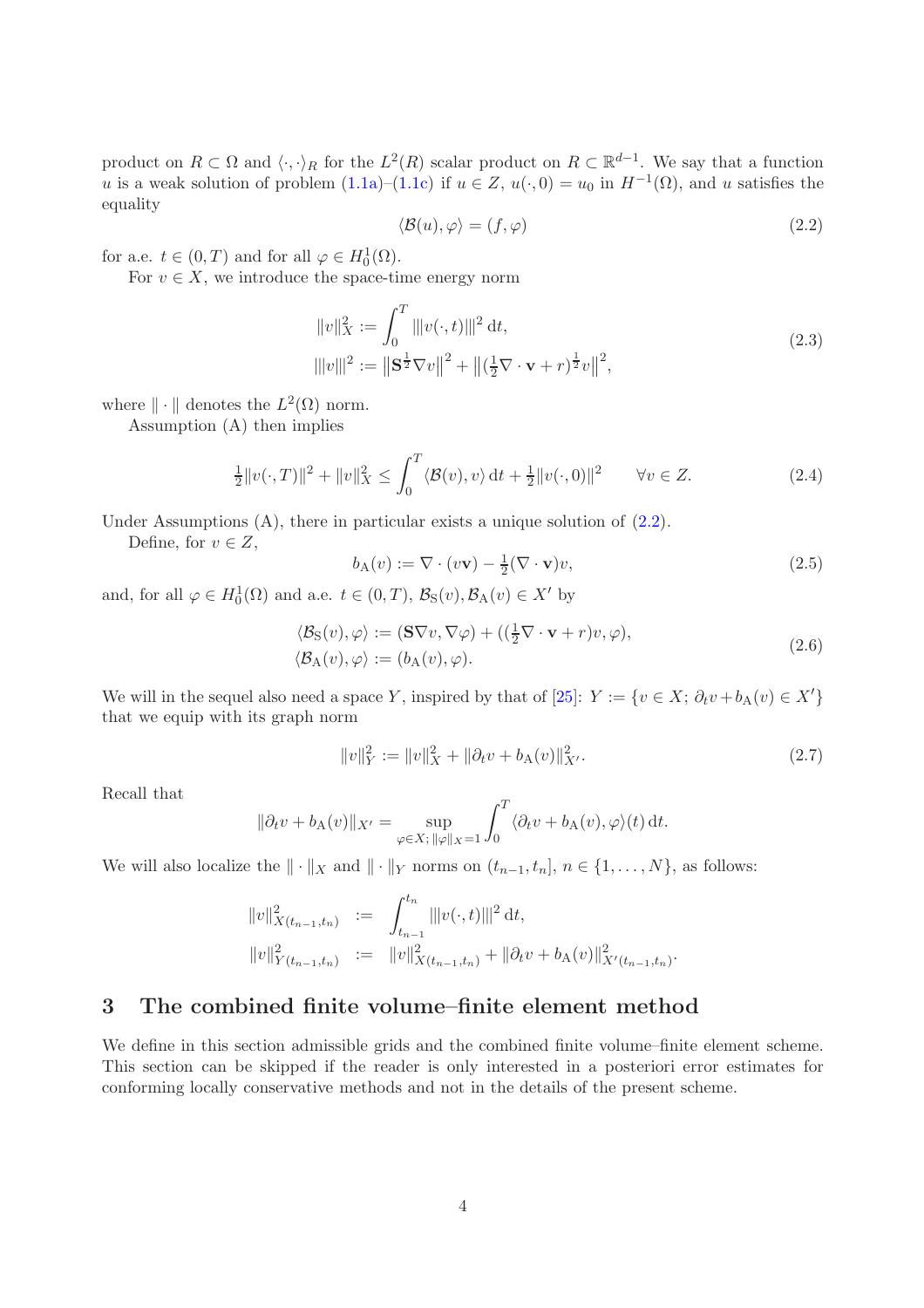product on $R \subset \Omega$ and $\langle \cdot, \cdot \rangle_R$ for the $L^2(R)$ scalar product on $R \subset \mathbb{R}^{d-1}$. We say that a function $u$ is a weak solution of problem (1.1a)–(1.1c) if $u \in Z$, $u(\cdot, 0) = u_0$ in $H^{-1}(\Omega)$, and $u$ satisfies the equality

$$\langle \mathcal{B}(u), \varphi \rangle = (f, \varphi) \tag{2.2}$$

for a.e. $t \in (0, T)$ and for all $\varphi \in H_0^1(\Omega)$.

For $v \in X$, we introduce the space-time energy norm

$$\begin{aligned} \|v\|_X^2 &:= \int_0^T |||v(\cdot, t)|||^2 \, \mathrm{d}t, \\ |||v|||^2 &:= \left\|\mathbf{S}^{\frac{1}{2}} \nabla v\right\|^2 + \left\|(\tfrac{1}{2}\nabla \cdot \mathbf{v} + r)^{\frac{1}{2}} v\right\|^2, \end{aligned} \tag{2.3}$$

where $\| \cdot \|$ denotes the $L^2(\Omega)$ norm.

Assumption (A) then implies

$$\tfrac{1}{2}\|v(\cdot, T)\|^2 + \|v\|_X^2 \leq \int_0^T \langle \mathcal{B}(v), v \rangle \, \mathrm{d}t + \tfrac{1}{2}\|v(\cdot, 0)\|^2 \qquad \forall v \in Z. \tag{2.4}$$

Under Assumptions (A), there in particular exists a unique solution of (2.2).

Define, for $v \in Z$,

$$b_{\mathrm{A}}(v) := \nabla \cdot (v\mathbf{v}) - \tfrac{1}{2}(\nabla \cdot \mathbf{v})v, \tag{2.5}$$

and, for all $\varphi \in H_0^1(\Omega)$ and a.e. $t \in (0, T)$, $\mathcal{B}_{\mathrm{S}}(v), \mathcal{B}_{\mathrm{A}}(v) \in X'$ by

$$\begin{aligned} \langle \mathcal{B}_{\mathrm{S}}(v), \varphi \rangle &:= (\mathbf{S}\nabla v, \nabla \varphi) + ((\tfrac{1}{2}\nabla \cdot \mathbf{v} + r)v, \varphi), \\ \langle \mathcal{B}_{\mathrm{A}}(v), \varphi \rangle &:= (b_{\mathrm{A}}(v), \varphi). \end{aligned} \tag{2.6}$$

We will in the sequel also need a space $Y$, inspired by that of [25]: $Y := \{v \in X;\ \partial_t v + b_{\mathrm{A}}(v) \in X'\}$ that we equip with its graph norm

$$\|v\|_Y^2 := \|v\|_X^2 + \|\partial_t v + b_{\mathrm{A}}(v)\|_{X'}^2. \tag{2.7}$$

Recall that

$$\|\partial_t v + b_{\mathrm{A}}(v)\|_{X'} = \sup_{\varphi \in X;\, \|\varphi\|_X = 1} \int_0^T \langle \partial_t v + b_{\mathrm{A}}(v), \varphi \rangle(t) \, \mathrm{d}t.$$

We will also localize the $\| \cdot \|_X$ and $\| \cdot \|_Y$ norms on $(t_{n-1}, t_n]$, $n \in \{1, \ldots, N\}$, as follows:

$$\begin{aligned} \|v\|_{X(t_{n-1}, t_n)}^2 &:= \int_{t_{n-1}}^{t_n} |||v(\cdot, t)|||^2 \, \mathrm{d}t, \\ \|v\|_{Y(t_{n-1}, t_n)}^2 &:= \|v\|_{X(t_{n-1}, t_n)}^2 + \|\partial_t v + b_{\mathrm{A}}(v)\|_{X'(t_{n-1}, t_n)}^2. \end{aligned}$$

# 3 The combined finite volume–finite element method

We define in this section admissible grids and the combined finite volume–finite element scheme. This section can be skipped if the reader is only interested in a posteriori error estimates for conforming locally conservative methods and not in the details of the present scheme.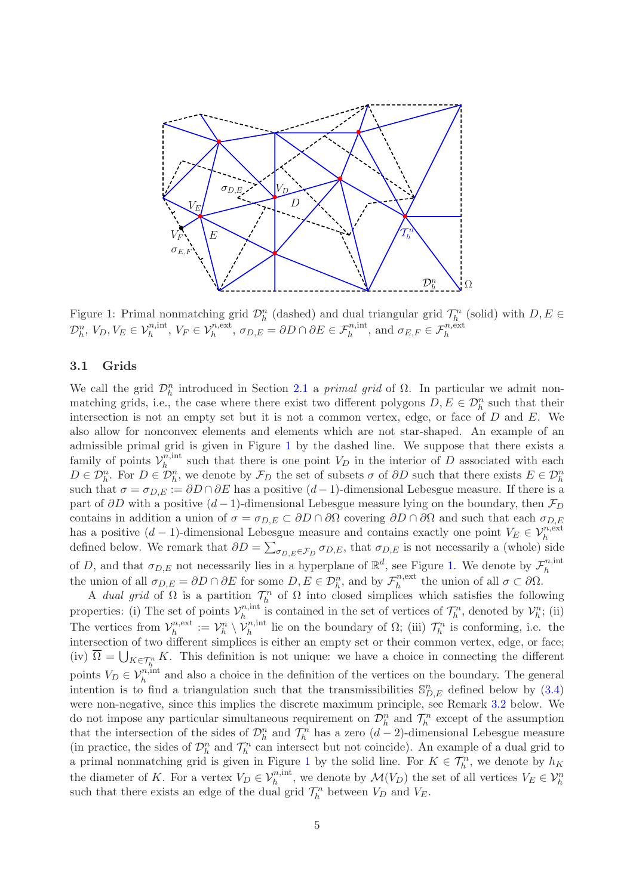Figure 1: Primal nonmatching grid $\mathcal{D}_h^n$ (dashed) and dual triangular grid $\mathcal{T}_h^n$ (solid) with $D, E \in \mathcal{D}_h^n$, $V_D, V_E \in \mathcal{V}_h^{n,\text{int}}$, $V_F \in \mathcal{V}_h^{n,\text{ext}}$, $\sigma_{D,E} = \partial D \cap \partial E \in \mathcal{F}_h^{n,\text{int}}$, and $\sigma_{E,F} \in \mathcal{F}_h^{n,\text{ext}}$

### 3.1 Grids

We call the grid $\mathcal{D}_h^n$ introduced in Section 2.1 a *primal grid* of $\Omega$. In particular we admit nonmatching grids, i.e., the case where there exist two different polygons $D, E \in \mathcal{D}_h^n$ such that their intersection is not an empty set but it is not a common vertex, edge, or face of $D$ and $E$. We also allow for nonconvex elements and elements which are not star-shaped. An example of an admissible primal grid is given in Figure 1 by the dashed line. We suppose that there exists a family of points $\mathcal{V}_h^{n,\text{int}}$ such that there is one point $V_D$ in the interior of $D$ associated with each $D \in \mathcal{D}_h^n$. For $D \in \mathcal{D}_h^n$, we denote by $\mathcal{F}_D$ the set of subsets $\sigma$ of $\partial D$ such that there exists $E \in \mathcal{D}_h^n$ such that $\sigma = \sigma_{D,E} := \partial D \cap \partial E$ has a positive $(d-1)$-dimensional Lebesgue measure. If there is a part of $\partial D$ with a positive $(d-1)$-dimensional Lebesgue measure lying on the boundary, then $\mathcal{F}_D$ contains in addition a union of $\sigma = \sigma_{D,E} \subset \partial D \cap \partial\Omega$ covering $\partial D \cap \partial\Omega$ and such that each $\sigma_{D,E}$ has a positive $(d-1)$-dimensional Lebesgue measure and contains exactly one point $V_E \in \mathcal{V}_h^{n,\text{ext}}$ defined below. We remark that $\partial D = \sum_{\sigma_{D,E} \in \mathcal{F}_D} \sigma_{D,E}$, that $\sigma_{D,E}$ is not necessarily a (whole) side of $D$, and that $\sigma_{D,E}$ not necessarily lies in a hyperplane of $\mathbb{R}^d$, see Figure 1. We denote by $\mathcal{F}_h^{n,\text{int}}$ the union of all $\sigma_{D,E} = \partial D \cap \partial E$ for some $D, E \in \mathcal{D}_h^n$, and by $\mathcal{F}_h^{n,\text{ext}}$ the union of all $\sigma \subset \partial\Omega$.

A *dual grid* of $\Omega$ is a partition $\mathcal{T}_h^n$ of $\Omega$ into closed simplices which satisfies the following properties: (i) The set of points $\mathcal{V}_h^{n,\text{int}}$ is contained in the set of vertices of $\mathcal{T}_h^n$, denoted by $\mathcal{V}_h^n$; (ii) The vertices from $\mathcal{V}_h^{n,\text{ext}} := \mathcal{V}_h^n \setminus \mathcal{V}_h^{n,\text{int}}$ lie on the boundary of $\Omega$; (iii) $\mathcal{T}_h^n$ is conforming, i.e. the intersection of two different simplices is either an empty set or their common vertex, edge, or face; (iv) $\overline{\Omega} = \bigcup_{K \in \mathcal{T}_h^n} K$. This definition is not unique: we have a choice in connecting the different points $V_D \in \mathcal{V}_h^{n,\text{int}}$ and also a choice in the definition of the vertices on the boundary. The general intention is to find a triangulation such that the transmissibilities $\mathbb{S}_{D,E}^n$ defined below by (3.4) were non-negative, since this implies the discrete maximum principle, see Remark 3.2 below. We do not impose any particular simultaneous requirement on $\mathcal{D}_h^n$ and $\mathcal{T}_h^n$ except of the assumption that the intersection of the sides of $\mathcal{D}_h^n$ and $\mathcal{T}_h^n$ has a zero $(d-2)$-dimensional Lebesgue measure (in practice, the sides of $\mathcal{D}_h^n$ and $\mathcal{T}_h^n$ can intersect but not coincide). An example of a dual grid to a primal nonmatching grid is given in Figure 1 by the solid line. For $K \in \mathcal{T}_h^n$, we denote by $h_K$ the diameter of $K$. For a vertex $V_D \in \mathcal{V}_h^{n,\text{int}}$, we denote by $\mathcal{M}(V_D)$ the set of all vertices $V_E \in \mathcal{V}_h^n$ such that there exists an edge of the dual grid $\mathcal{T}_h^n$ between $V_D$ and $V_E$.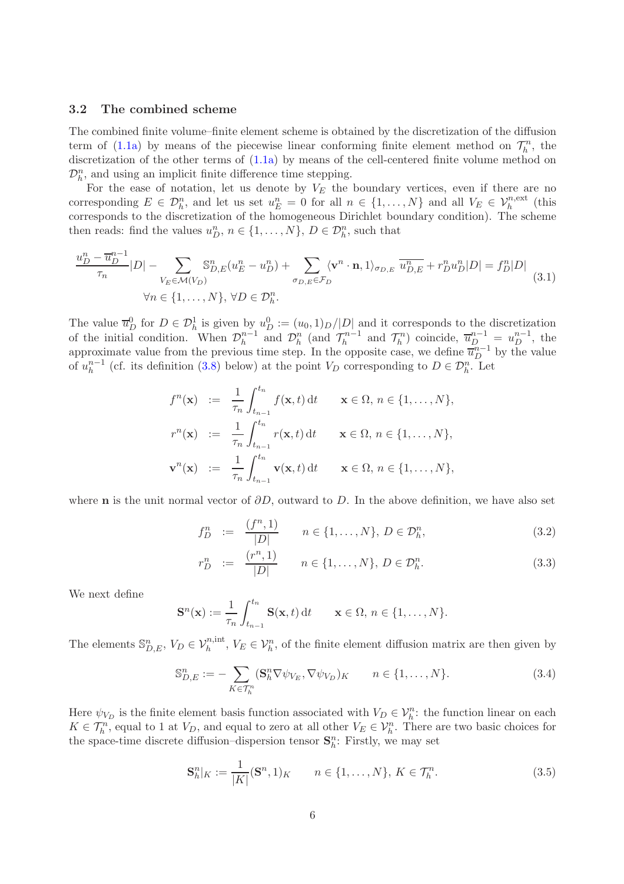### 3.2 The combined scheme

The combined finite volume–finite element scheme is obtained by the discretization of the diffusion term of (1.1a) by means of the piecewise linear conforming finite element method on $\mathcal{T}_h^n$, the discretization of the other terms of (1.1a) by means of the cell-centered finite volume method on $\mathcal{D}_h^n$, and using an implicit finite difference time stepping.

For the ease of notation, let us denote by $V_E$ the boundary vertices, even if there are no corresponding $E \in \mathcal{D}_h^n$, and let us set $u_E^n = 0$ for all $n \in \{1, \ldots, N\}$ and all $V_E \in \mathcal{V}_h^{n,\mathrm{ext}}$ (this corresponds to the discretization of the homogeneous Dirichlet boundary condition). The scheme then reads: find the values $u_D^n$, $n \in \{1, \ldots, N\}$, $D \in \mathcal{D}_h^n$, such that

$$
\begin{gathered}
\frac{u_D^n - \overline{u}_D^{n-1}}{\tau_n}|D| - \sum_{V_E \in \mathcal{M}(V_D)} \mathbb{S}_{D,E}^n (u_E^n - u_D^n) + \sum_{\sigma_{D,E} \in \mathcal{F}_D} \langle \mathbf{v}^n \cdot \mathbf{n}, 1 \rangle_{\sigma_{D,E}} \overline{u_{D,E}^n} + r_D^n u_D^n |D| = f_D^n |D| \\
\forall n \in \{1, \ldots, N\},\ \forall D \in \mathcal{D}_h^n.
\end{gathered}
\tag{3.1}
$$

The value $\overline{u}_D^0$ for $D \in \mathcal{D}_h^1$ is given by $u_D^0 := (u_0, 1)_D / |D|$ and it corresponds to the discretization of the initial condition. When $\mathcal{D}_h^{n-1}$ and $\mathcal{D}_h^n$ (and $\mathcal{T}_h^{n-1}$ and $\mathcal{T}_h^n$) coincide, $\overline{u}_D^{n-1} = u_D^{n-1}$, the approximate value from the previous time step. In the opposite case, we define $\overline{u}_D^{n-1}$ by the value of $u_h^{n-1}$ (cf. its definition (3.8) below) at the point $V_D$ corresponding to $D \in \mathcal{D}_h^n$. Let

$$
\begin{aligned}
f^n(\mathbf{x}) &:= \frac{1}{\tau_n} \int_{t_{n-1}}^{t_n} f(\mathbf{x}, t)\, \mathrm{d}t \qquad \mathbf{x} \in \Omega,\ n \in \{1, \ldots, N\}, \\
r^n(\mathbf{x}) &:= \frac{1}{\tau_n} \int_{t_{n-1}}^{t_n} r(\mathbf{x}, t)\, \mathrm{d}t \qquad \mathbf{x} \in \Omega,\ n \in \{1, \ldots, N\}, \\
\mathbf{v}^n(\mathbf{x}) &:= \frac{1}{\tau_n} \int_{t_{n-1}}^{t_n} \mathbf{v}(\mathbf{x}, t)\, \mathrm{d}t \qquad \mathbf{x} \in \Omega,\ n \in \{1, \ldots, N\},
\end{aligned}
$$

where $\mathbf{n}$ is the unit normal vector of $\partial D$, outward to $D$. In the above definition, we have also set

$$
f_D^n := \frac{(f^n, 1)}{|D|} \qquad n \in \{1, \ldots, N\},\ D \in \mathcal{D}_h^n, \tag{3.2}
$$

$$
r_D^n := \frac{(r^n, 1)}{|D|} \qquad n \in \{1, \ldots, N\},\ D \in \mathcal{D}_h^n. \tag{3.3}
$$

We next define

$$
\mathbf{S}^n(\mathbf{x}) := \frac{1}{\tau_n} \int_{t_{n-1}}^{t_n} \mathbf{S}(\mathbf{x}, t)\, \mathrm{d}t \qquad \mathbf{x} \in \Omega,\ n \in \{1, \ldots, N\}.
$$

The elements $\mathbb{S}_{D,E}^n$, $V_D \in \mathcal{V}_h^{n,\mathrm{int}}$, $V_E \in \mathcal{V}_h^n$, of the finite element diffusion matrix are then given by

$$
\mathbb{S}_{D,E}^n := - \sum_{K \in \mathcal{T}_h^n} (\mathbf{S}_h^n \nabla \psi_{V_E}, \nabla \psi_{V_D})_K \qquad n \in \{1, \ldots, N\}. \tag{3.4}
$$

Here $\psi_{V_D}$ is the finite element basis function associated with $V_D \in \mathcal{V}_h^n$: the function linear on each $K \in \mathcal{T}_h^n$, equal to 1 at $V_D$, and equal to zero at all other $V_E \in \mathcal{V}_h^n$. There are two basic choices for the space-time discrete diffusion–dispersion tensor $\mathbf{S}_h^n$: Firstly, we may set

$$
\mathbf{S}_h^n|_K := \frac{1}{|K|} (\mathbf{S}^n, 1)_K \qquad n \in \{1, \ldots, N\},\ K \in \mathcal{T}_h^n. \tag{3.5}
$$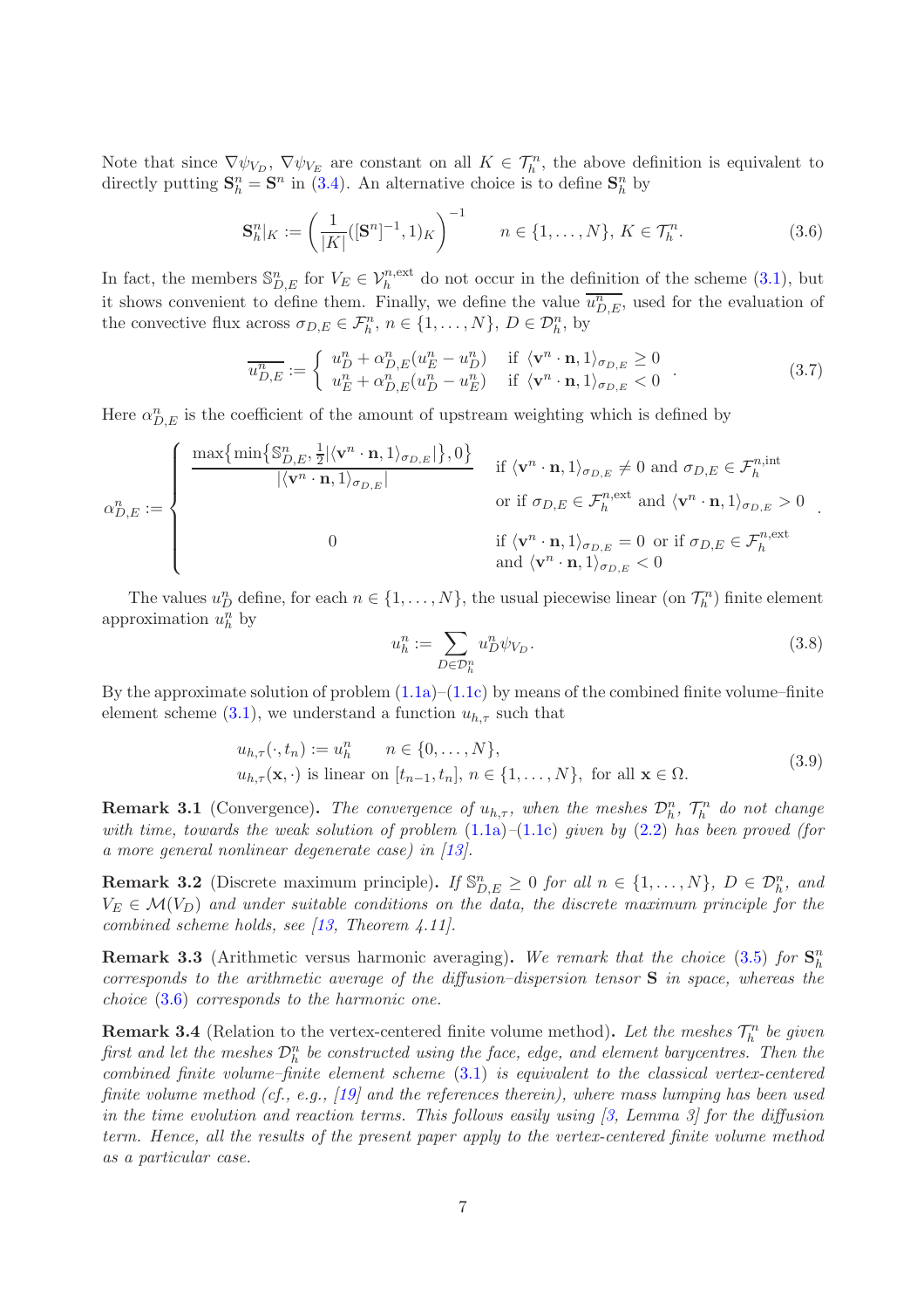Note that since $\nabla\psi_{V_D}$, $\nabla\psi_{V_E}$ are constant on all $K \in \mathcal{T}_h^n$, the above definition is equivalent to directly putting $\mathbf{S}_h^n = \mathbf{S}^n$ in (3.4). An alternative choice is to define $\mathbf{S}_h^n$ by

$$\mathbf{S}_h^n|_K := \left(\frac{1}{|K|}([\mathbf{S}^n]^{-1}, 1)_K\right)^{-1} \qquad n \in \{1, \ldots, N\},\ K \in \mathcal{T}_h^n. \tag{3.6}$$

In fact, the members $\mathbb{S}_{D,E}^n$ for $V_E \in \mathcal{V}_h^{n,\mathrm{ext}}$ do not occur in the definition of the scheme (3.1), but it shows convenient to define them. Finally, we define the value $\overline{u_{D,E}^n}$, used for the evaluation of the convective flux across $\sigma_{D,E} \in \mathcal{F}_h^n$, $n \in \{1, \ldots, N\}$, $D \in \mathcal{D}_h^n$, by

$$\overline{u_{D,E}^n} := \begin{cases} u_D^n + \alpha_{D,E}^n (u_E^n - u_D^n) & \text{if } \langle \mathbf{v}^n \cdot \mathbf{n}, 1\rangle_{\sigma_{D,E}} \geq 0 \\ u_E^n + \alpha_{D,E}^n (u_D^n - u_E^n) & \text{if } \langle \mathbf{v}^n \cdot \mathbf{n}, 1\rangle_{\sigma_{D,E}} < 0 \end{cases}. \tag{3.7}$$

Here $\alpha_{D,E}^n$ is the coefficient of the amount of upstream weighting which is defined by

$$\alpha_{D,E}^n := \begin{cases} \dfrac{\max\big\{\min\{\mathbb{S}_{D,E}^n, \frac{1}{2}|\langle \mathbf{v}^n \cdot \mathbf{n}, 1\rangle_{\sigma_{D,E}}|\}, 0\big\}}{|\langle \mathbf{v}^n \cdot \mathbf{n}, 1\rangle_{\sigma_{D,E}}|} & \begin{array}{l}\text{if } \langle \mathbf{v}^n \cdot \mathbf{n}, 1\rangle_{\sigma_{D,E}} \neq 0 \text{ and } \sigma_{D,E} \in \mathcal{F}_h^{n,\mathrm{int}} \\ \text{or if } \sigma_{D,E} \in \mathcal{F}_h^{n,\mathrm{ext}} \text{ and } \langle \mathbf{v}^n \cdot \mathbf{n}, 1\rangle_{\sigma_{D,E}} > 0\end{array} \\ 0 & \begin{array}{l}\text{if } \langle \mathbf{v}^n \cdot \mathbf{n}, 1\rangle_{\sigma_{D,E}} = 0 \text{ or if } \sigma_{D,E} \in \mathcal{F}_h^{n,\mathrm{ext}} \\ \text{and } \langle \mathbf{v}^n \cdot \mathbf{n}, 1\rangle_{\sigma_{D,E}} < 0\end{array} \end{cases}.$$

The values $u_D^n$ define, for each $n \in \{1, \ldots, N\}$, the usual piecewise linear (on $\mathcal{T}_h^n$) finite element approximation $u_h^n$ by

$$u_h^n := \sum_{D \in \mathcal{D}_h^n} u_D^n \psi_{V_D}. \tag{3.8}$$

By the approximate solution of problem (1.1a)–(1.1c) by means of the combined finite volume–finite element scheme (3.1), we understand a function $u_{h,\tau}$ such that

$$\begin{aligned} &u_{h,\tau}(\cdot, t_n) := u_h^n \qquad n \in \{0, \ldots, N\}, \\ &u_{h,\tau}(\mathbf{x}, \cdot) \text{ is linear on } [t_{n-1}, t_n],\ n \in \{1, \ldots, N\}, \text{ for all } \mathbf{x} \in \Omega. \end{aligned} \tag{3.9}$$

**Remark 3.1** (Convergence)**.** *The convergence of $u_{h,\tau}$, when the meshes $\mathcal{D}_h^n$, $\mathcal{T}_h^n$ do not change with time, towards the weak solution of problem (1.1a)–(1.1c) given by (2.2) has been proved (for a more general nonlinear degenerate case) in [13].*

**Remark 3.2** (Discrete maximum principle)**.** *If $\mathbb{S}_{D,E}^n \geq 0$ for all $n \in \{1, \ldots, N\}$, $D \in \mathcal{D}_h^n$, and $V_E \in \mathcal{M}(V_D)$ and under suitable conditions on the data, the discrete maximum principle for the combined scheme holds, see [13, Theorem 4.11].*

**Remark 3.3** (Arithmetic versus harmonic averaging)**.** *We remark that the choice (3.5) for $\mathbf{S}_h^n$ corresponds to the arithmetic average of the diffusion–dispersion tensor $\mathbf{S}$ in space, whereas the choice (3.6) corresponds to the harmonic one.*

**Remark 3.4** (Relation to the vertex-centered finite volume method)**.** *Let the meshes $\mathcal{T}_h^n$ be given first and let the meshes $\mathcal{D}_h^n$ be constructed using the face, edge, and element barycentres. Then the combined finite volume–finite element scheme (3.1) is equivalent to the classical vertex-centered finite volume method (cf., e.g., [19] and the references therein), where mass lumping has been used in the time evolution and reaction terms. This follows easily using [3, Lemma 3] for the diffusion term. Hence, all the results of the present paper apply to the vertex-centered finite volume method as a particular case.*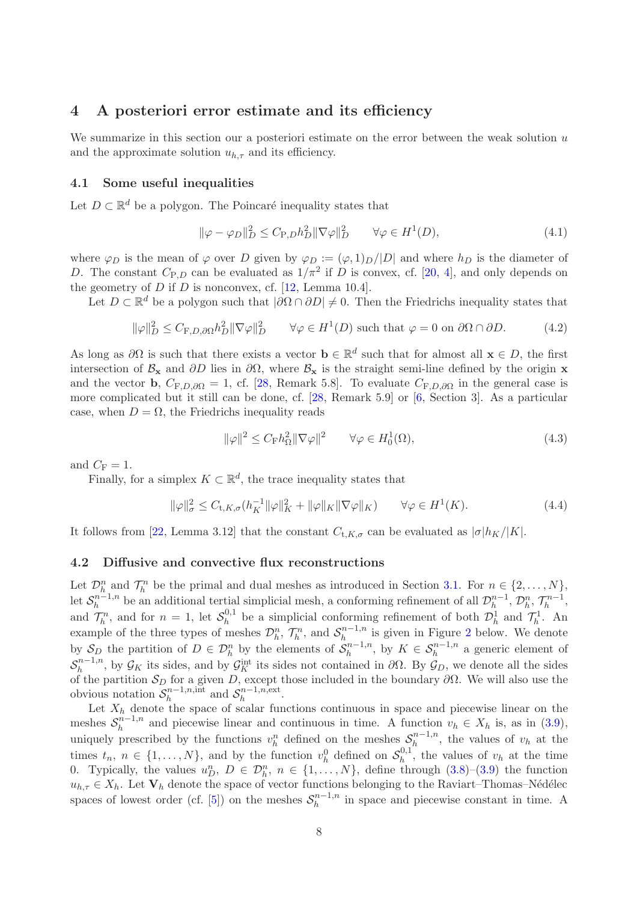## 4 A posteriori error estimate and its efficiency

We summarize in this section our a posteriori estimate on the error between the weak solution $u$ and the approximate solution $u_{h,\tau}$ and its efficiency.

### 4.1 Some useful inequalities

Let $D \subset \mathbb{R}^d$ be a polygon. The Poincaré inequality states that

$$\|\varphi - \varphi_D\|_D^2 \leq C_{\mathrm{P},D} h_D^2 \|\nabla \varphi\|_D^2 \qquad \forall \varphi \in H^1(D), \tag{4.1}$$

where $\varphi_D$ is the mean of $\varphi$ over $D$ given by $\varphi_D := (\varphi, 1)_D / |D|$ and where $h_D$ is the diameter of $D$. The constant $C_{\mathrm{P},D}$ can be evaluated as $1/\pi^2$ if $D$ is convex, cf. [20, 4], and only depends on the geometry of $D$ if $D$ is nonconvex, cf. [12, Lemma 10.4].

Let $D \subset \mathbb{R}^d$ be a polygon such that $|\partial\Omega \cap \partial D| \neq 0$. Then the Friedrichs inequality states that

$$\|\varphi\|_D^2 \leq C_{\mathrm{F},D,\partial\Omega} h_D^2 \|\nabla \varphi\|_D^2 \qquad \forall \varphi \in H^1(D) \text{ such that } \varphi = 0 \text{ on } \partial\Omega \cap \partial D. \tag{4.2}$$

As long as $\partial\Omega$ is such that there exists a vector $\mathbf{b} \in \mathbb{R}^d$ such that for almost all $\mathbf{x} \in D$, the first intersection of $\mathcal{B}_{\mathbf{x}}$ and $\partial D$ lies in $\partial\Omega$, where $\mathcal{B}_{\mathbf{x}}$ is the straight semi-line defined by the origin $\mathbf{x}$ and the vector $\mathbf{b}$, $C_{\mathrm{F},D,\partial\Omega} = 1$, cf. [28, Remark 5.8]. To evaluate $C_{\mathrm{F},D,\partial\Omega}$ in the general case is more complicated but it still can be done, cf. [28, Remark 5.9] or [6, Section 3]. As a particular case, when $D = \Omega$, the Friedrichs inequality reads

$$\|\varphi\|^2 \leq C_{\mathrm{F}} h_\Omega^2 \|\nabla \varphi\|^2 \qquad \forall \varphi \in H_0^1(\Omega), \tag{4.3}$$

and $C_{\mathrm{F}} = 1$.

Finally, for a simplex $K \subset \mathbb{R}^d$, the trace inequality states that

$$\|\varphi\|_\sigma^2 \leq C_{\mathrm{t},K,\sigma} (h_K^{-1} \|\varphi\|_K^2 + \|\varphi\|_K \|\nabla \varphi\|_K) \qquad \forall \varphi \in H^1(K). \tag{4.4}$$

It follows from [22, Lemma 3.12] that the constant $C_{\mathrm{t},K,\sigma}$ can be evaluated as $|\sigma| h_K / |K|$.

### 4.2 Diffusive and convective flux reconstructions

Let $\mathcal{D}_h^n$ and $\mathcal{T}_h^n$ be the primal and dual meshes as introduced in Section 3.1. For $n \in \{2, \ldots, N\}$, let $\mathcal{S}_h^{n-1,n}$ be an additional tertial simplicial mesh, a conforming refinement of all $\mathcal{D}_h^{n-1}$, $\mathcal{D}_h^n$, $\mathcal{T}_h^{n-1}$, and $\mathcal{T}_h^n$, and for $n = 1$, let $\mathcal{S}_h^{0,1}$ be a simplicial conforming refinement of both $\mathcal{D}_h^1$ and $\mathcal{T}_h^1$. An example of the three types of meshes $\mathcal{D}_h^n$, $\mathcal{T}_h^n$, and $\mathcal{S}_h^{n-1,n}$ is given in Figure 2 below. We denote by $\mathcal{S}_D$ the partition of $D \in \mathcal{D}_h^n$ by the elements of $\mathcal{S}_h^{n-1,n}$, by $K \in \mathcal{S}_h^{n-1,n}$ a generic element of $\mathcal{S}_h^{n-1,n}$, by $\mathcal{G}_K$ its sides, and by $\mathcal{G}_K^{\mathrm{int}}$ its sides not contained in $\partial\Omega$. By $\mathcal{G}_D$, we denote all the sides of the partition $\mathcal{S}_D$ for a given $D$, except those included in the boundary $\partial\Omega$. We will also use the obvious notation $\mathcal{S}_h^{n-1,n,\mathrm{int}}$ and $\mathcal{S}_h^{n-1,n,\mathrm{ext}}$.

Let $X_h$ denote the space of scalar functions continuous in space and piecewise linear on the meshes $\mathcal{S}_h^{n-1,n}$ and piecewise linear and continuous in time. A function $v_h \in X_h$ is, as in (3.9), uniquely prescribed by the functions $v_h^n$ defined on the meshes $\mathcal{S}_h^{n-1,n}$, the values of $v_h$ at the times $t_n$, $n \in \{1, \ldots, N\}$, and by the function $v_h^0$ defined on $\mathcal{S}_h^{0,1}$, the values of $v_h$ at the time 0. Typically, the values $u_D^n$, $D \in \mathcal{D}_h^n$, $n \in \{1, \ldots, N\}$, define through (3.8)–(3.9) the function $u_{h,\tau} \in X_h$. Let $\mathbf{V}_h$ denote the space of vector functions belonging to the Raviart–Thomas–Nédélec spaces of lowest order (cf. [5]) on the meshes $\mathcal{S}_h^{n-1,n}$ in space and piecewise constant in time. A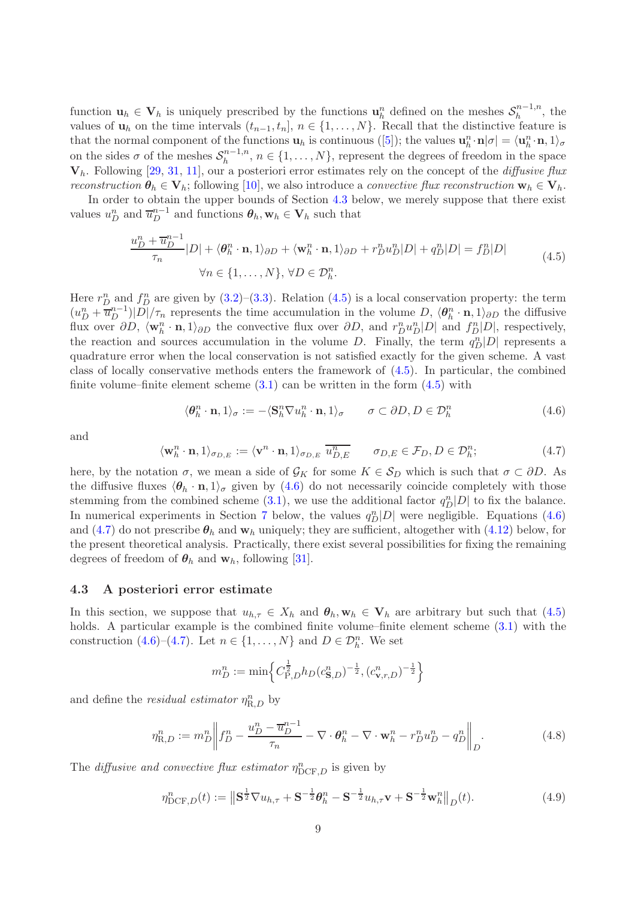function $\mathbf{u}_h \in \mathbf{V}_h$ is uniquely prescribed by the functions $\mathbf{u}_h^n$ defined on the meshes $\mathcal{S}_h^{n-1,n}$, the values of $\mathbf{u}_h$ on the time intervals $(t_{n-1}, t_n]$, $n \in \{1, \ldots, N\}$. Recall that the distinctive feature is that the normal component of the functions $\mathbf{u}_h$ is continuous ([5]); the values $\mathbf{u}_h^n \cdot \mathbf{n}|\sigma| = \langle \mathbf{u}_h^n \cdot \mathbf{n}, 1\rangle_\sigma$ on the sides $\sigma$ of the meshes $\mathcal{S}_h^{n-1,n}$, $n \in \{1, \ldots, N\}$, represent the degrees of freedom in the space $\mathbf{V}_h$. Following [29, 31, 11], our a posteriori error estimates rely on the concept of the *diffusive flux reconstruction* $\boldsymbol{\theta}_h \in \mathbf{V}_h$; following [10], we also introduce a *convective flux reconstruction* $\mathbf{w}_h \in \mathbf{V}_h$.

In order to obtain the upper bounds of Section 4.3 below, we merely suppose that there exist values $u_D^n$ and $\overline{u}_D^{n-1}$ and functions $\boldsymbol{\theta}_h, \mathbf{w}_h \in \mathbf{V}_h$ such that

$$
\frac{u_D^n + \overline{u}_D^{n-1}}{\tau_n}|D| + \langle \boldsymbol{\theta}_h^n \cdot \mathbf{n}, 1\rangle_{\partial D} + \langle \mathbf{w}_h^n \cdot \mathbf{n}, 1\rangle_{\partial D} + r_D^n u_D^n |D| + q_D^n |D| = f_D^n |D| \qquad \forall n \in \{1, \ldots, N\},\ \forall D \in \mathcal{D}_h^n. \tag{4.5}
$$

Here $r_D^n$ and $f_D^n$ are given by (3.2)–(3.3). Relation (4.5) is a local conservation property: the term $(u_D^n + \overline{u}_D^{n-1})|D|/\tau_n$ represents the time accumulation in the volume $D$, $\langle \boldsymbol{\theta}_h^n \cdot \mathbf{n}, 1\rangle_{\partial D}$ the diffusive flux over $\partial D$, $\langle \mathbf{w}_h^n \cdot \mathbf{n}, 1\rangle_{\partial D}$ the convective flux over $\partial D$, and $r_D^n u_D^n |D|$ and $f_D^n |D|$, respectively, the reaction and sources accumulation in the volume $D$. Finally, the term $q_D^n |D|$ represents a quadrature error when the local conservation is not satisfied exactly for the given scheme. A vast class of locally conservative methods enters the framework of (4.5). In particular, the combined finite volume–finite element scheme (3.1) can be written in the form (4.5) with

$$
\langle \boldsymbol{\theta}_h^n \cdot \mathbf{n}, 1\rangle_\sigma := -\langle \mathbf{S}_h^n \nabla u_h^n \cdot \mathbf{n}, 1\rangle_\sigma \qquad \sigma \subset \partial D, D \in \mathcal{D}_h^n \tag{4.6}
$$

and

$$
\langle \mathbf{w}_h^n \cdot \mathbf{n}, 1\rangle_{\sigma_{D,E}} := \langle \mathbf{v}^n \cdot \mathbf{n}, 1\rangle_{\sigma_{D,E}}\ \overline{u_{D,E}^n} \qquad \sigma_{D,E} \in \mathcal{F}_D, D \in \mathcal{D}_h^n; \tag{4.7}
$$

here, by the notation $\sigma$, we mean a side of $\mathcal{G}_K$ for some $K \in \mathcal{S}_D$ which is such that $\sigma \subset \partial D$. As the diffusive fluxes $\langle \boldsymbol{\theta}_h \cdot \mathbf{n}, 1\rangle_\sigma$ given by (4.6) do not necessarily coincide completely with those stemming from the combined scheme (3.1), we use the additional factor $q_D^n|D|$ to fix the balance. In numerical experiments in Section 7 below, the values $q_D^n|D|$ were negligible. Equations (4.6) and (4.7) do not prescribe $\boldsymbol{\theta}_h$ and $\mathbf{w}_h$ uniquely; they are sufficient, altogether with (4.12) below, for the present theoretical analysis. Practically, there exist several possibilities for fixing the remaining degrees of freedom of $\boldsymbol{\theta}_h$ and $\mathbf{w}_h$, following [31].

### 4.3 A posteriori error estimate

In this section, we suppose that $u_{h,\tau} \in X_h$ and $\boldsymbol{\theta}_h, \mathbf{w}_h \in \mathbf{V}_h$ are arbitrary but such that (4.5) holds. A particular example is the combined finite volume–finite element scheme (3.1) with the construction (4.6)–(4.7). Let $n \in \{1, \ldots, N\}$ and $D \in \mathcal{D}_h^n$. We set

$$
m_D^n := \min\left\{ C_{\mathrm{P},D}^{\frac{1}{2}} h_D (c_{\mathbf{S},D}^n)^{-\frac{1}{2}}, (c_{\mathbf{v},r,D}^n)^{-\frac{1}{2}} \right\}
$$

and define the *residual estimator* $\eta_{\mathrm{R},D}^n$ by

$$
\eta_{\mathrm{R},D}^n := m_D^n \left\| f_D^n - \frac{u_D^n - \overline{u}_D^{n-1}}{\tau_n} - \nabla \cdot \boldsymbol{\theta}_h^n - \nabla \cdot \mathbf{w}_h^n - r_D^n u_D^n - q_D^n \right\|_D. \tag{4.8}
$$

The *diffusive and convective flux estimator* $\eta_{\mathrm{DCF},D}^n$ is given by

$$
\eta_{\mathrm{DCF},D}^n(t) := \left\| \mathbf{S}^{\frac{1}{2}} \nabla u_{h,\tau} + \mathbf{S}^{-\frac{1}{2}} \boldsymbol{\theta}_h^n - \mathbf{S}^{-\frac{1}{2}} u_{h,\tau} \mathbf{v} + \mathbf{S}^{-\frac{1}{2}} \mathbf{w}_h^n \right\|_D (t). \tag{4.9}
$$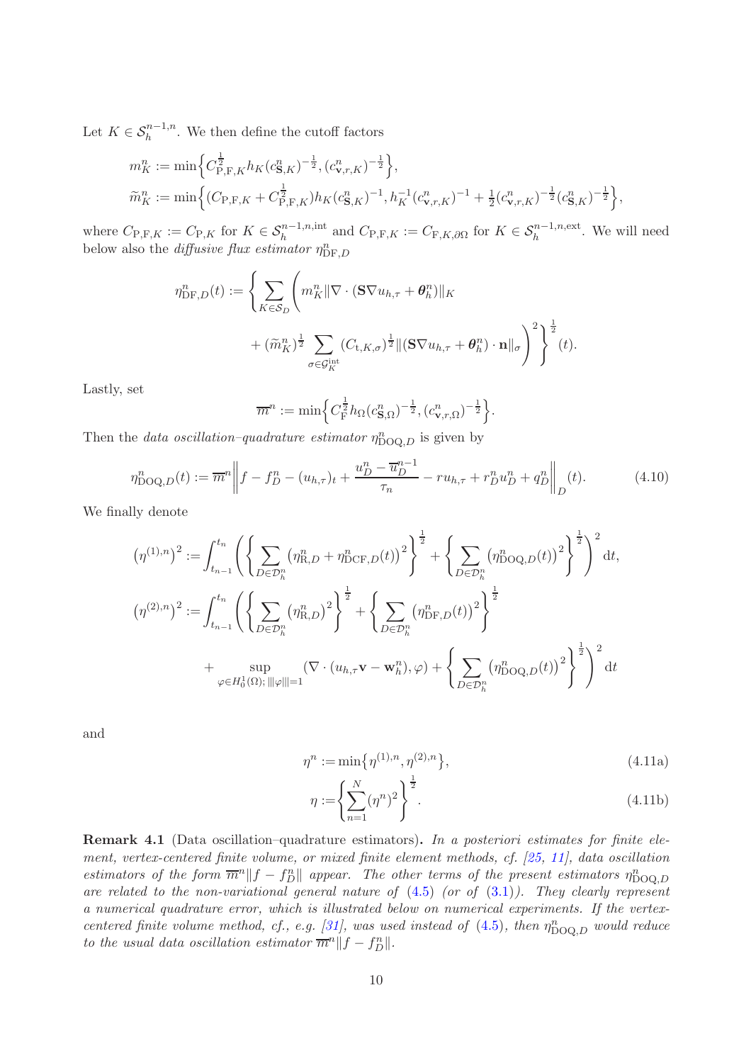Let $K \in \mathcal{S}_h^{n-1,n}$. We then define the cutoff factors

$$
\begin{aligned}
m_K^n &:= \min\Big\{ C_{\mathrm{P,F},K}^{\frac{1}{2}} h_K (c_{\mathbf{S},K}^n)^{-\frac{1}{2}}, (c_{\mathbf{v},r,K}^n)^{-\frac{1}{2}} \Big\}, \\
\widetilde{m}_K^n &:= \min\Big\{ (C_{\mathrm{P,F},K} + C_{\mathrm{P,F},K}^{\frac{1}{2}}) h_K (c_{\mathbf{S},K}^n)^{-1}, h_K^{-1} (c_{\mathbf{v},r,K}^n)^{-1} + \tfrac{1}{2} (c_{\mathbf{v},r,K}^n)^{-\frac{1}{2}} (c_{\mathbf{S},K}^n)^{-\frac{1}{2}} \Big\},
\end{aligned}
$$

where $C_{\mathrm{P,F},K} := C_{\mathrm{P},K}$ for $K \in \mathcal{S}_h^{n-1,n,\mathrm{int}}$ and $C_{\mathrm{P,F},K} := C_{\mathrm{F},K,\partial\Omega}$ for $K \in \mathcal{S}_h^{n-1,n,\mathrm{ext}}$. We will need below also the *diffusive flux estimator* $\eta_{\mathrm{DF},D}^n$

$$
\begin{aligned}
\eta_{\mathrm{DF},D}^n(t) := \Bigg\{ \sum_{K \in \mathcal{S}_D} \Bigg( & m_K^n \| \nabla \cdot (\mathbf{S} \nabla u_{h,\tau} + \boldsymbol{\theta}_h^n) \|_K \\
& + (\widetilde{m}_K^n)^{\frac{1}{2}} \sum_{\sigma \in \mathcal{G}_K^{\mathrm{int}}} (C_{\mathrm{t},K,\sigma})^{\frac{1}{2}} \| (\mathbf{S} \nabla u_{h,\tau} + \boldsymbol{\theta}_h^n) \cdot \mathbf{n} \|_\sigma \Bigg)^2 \Bigg\}^{\frac{1}{2}} (t).
\end{aligned}
$$

Lastly, set

$$
\overline{m}^n := \min\Big\{ C_{\mathrm{F}}^{\frac{1}{2}} h_\Omega (c_{\mathbf{S},\Omega}^n)^{-\frac{1}{2}}, (c_{\mathbf{v},r,\Omega}^n)^{-\frac{1}{2}} \Big\}.
$$

Then the *data oscillation–quadrature estimator* $\eta_{\mathrm{DOQ},D}^n$ is given by

$$
\eta_{\mathrm{DOQ},D}^n(t) := \overline{m}^n \left\| f - f_D^n - (u_{h,\tau})_t + \frac{u_D^n - \overline{u}_D^{n-1}}{\tau_n} - r u_{h,\tau} + r_D^n u_D^n + q_D^n \right\|_D (t). \tag{4.10}
$$

We finally denote

$$
\begin{aligned}
\big(\eta^{(1),n}\big)^2 &:= \int_{t_{n-1}}^{t_n} \left( \left\{ \sum_{D \in \mathcal{D}_h^n} \big( \eta_{\mathrm{R},D}^n + \eta_{\mathrm{DCF},D}^n(t) \big)^2 \right\}^{\frac{1}{2}} + \left\{ \sum_{D \in \mathcal{D}_h^n} \big( \eta_{\mathrm{DOQ},D}^n(t) \big)^2 \right\}^{\frac{1}{2}} \right)^2 \mathrm{d}t, \\
\big(\eta^{(2),n}\big)^2 &:= \int_{t_{n-1}}^{t_n} \left( \left\{ \sum_{D \in \mathcal{D}_h^n} \big( \eta_{\mathrm{R},D}^n \big)^2 \right\}^{\frac{1}{2}} + \left\{ \sum_{D \in \mathcal{D}_h^n} \big( \eta_{\mathrm{DF},D}^n(t) \big)^2 \right\}^{\frac{1}{2}} \right. \\
&\qquad \left. + \sup_{\varphi \in H_0^1(\Omega);\, |||\varphi|||=1} (\nabla \cdot (u_{h,\tau} \mathbf{v} - \mathbf{w}_h^n), \varphi) + \left\{ \sum_{D \in \mathcal{D}_h^n} \big( \eta_{\mathrm{DOQ},D}^n(t) \big)^2 \right\}^{\frac{1}{2}} \right)^2 \mathrm{d}t
\end{aligned}
$$

and

$$
\eta^n := \min\big\{ \eta^{(1),n}, \eta^{(2),n} \big\}, \tag{4.11a}
$$

$$
\eta := \left\{ \sum_{n=1}^N (\eta^n)^2 \right\}^{\frac{1}{2}}. \tag{4.11b}
$$

**Remark 4.1** (Data oscillation–quadrature estimators). *In a posteriori estimates for finite element, vertex-centered finite volume, or mixed finite element methods, cf. [25, 11], data oscillation estimators of the form $\overline{m}^n \|f - f_D^n\|$ appear. The other terms of the present estimators $\eta_{\mathrm{DOQ},D}^n$ are related to the non-variational general nature of (4.5) (or of (3.1)). They clearly represent a numerical quadrature error, which is illustrated below on numerical experiments. If the vertex-centered finite volume method, cf., e.g. [31], was used instead of (4.5), then $\eta_{\mathrm{DOQ},D}^n$ would reduce to the usual data oscillation estimator $\overline{m}^n \|f - f_D^n\|$.*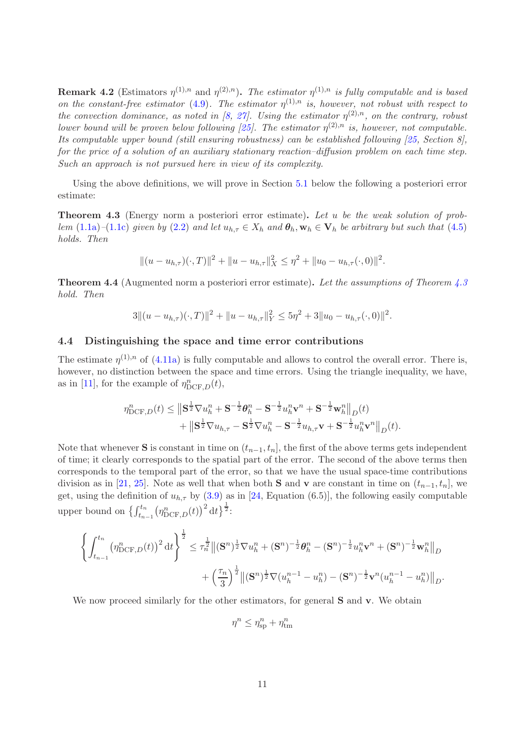**Remark 4.2** (Estimators $\eta^{(1),n}$ and $\eta^{(2),n}$). *The estimator $\eta^{(1),n}$ is fully computable and is based on the constant-free estimator (4.9). The estimator $\eta^{(1),n}$ is, however, not robust with respect to the convection dominance, as noted in [8, 27]. Using the estimator $\eta^{(2),n}$, on the contrary, robust lower bound will be proven below following [25]. The estimator $\eta^{(2),n}$ is, however, not computable. Its computable upper bound (still ensuring robustness) can be established following [25, Section 8], for the price of a solution of an auxiliary stationary reaction–diffusion problem on each time step. Such an approach is not pursued here in view of its complexity.*

Using the above definitions, we will prove in Section 5.1 below the following a posteriori error estimate:

**Theorem 4.3** (Energy norm a posteriori error estimate). *Let $u$ be the weak solution of problem (1.1a)–(1.1c) given by (2.2) and let $u_{h,\tau} \in X_h$ and $\boldsymbol{\theta}_h, \mathbf{w}_h \in \mathbf{V}_h$ be arbitrary but such that (4.5) holds. Then*

$$\|(u - u_{h,\tau})(\cdot, T)\|^2 + \|u - u_{h,\tau}\|_X^2 \leq \eta^2 + \|u_0 - u_{h,\tau}(\cdot, 0)\|^2.$$

**Theorem 4.4** (Augmented norm a posteriori error estimate). *Let the assumptions of Theorem 4.3 hold. Then*

$$3\|(u - u_{h,\tau})(\cdot, T)\|^2 + \|u - u_{h,\tau}\|_Y^2 \leq 5\eta^2 + 3\|u_0 - u_{h,\tau}(\cdot, 0)\|^2.$$

### 4.4 Distinguishing the space and time error contributions

The estimate $\eta^{(1),n}$ of (4.11a) is fully computable and allows to control the overall error. There is, however, no distinction between the space and time errors. Using the triangle inequality, we have, as in [11], for the example of $\eta^n_{\mathrm{DCF},D}(t)$,

$$\begin{aligned}
\eta^n_{\mathrm{DCF},D}(t) \leq{} & \big\|\mathbf{S}^{\frac{1}{2}}\nabla u_h^n + \mathbf{S}^{-\frac{1}{2}}\boldsymbol{\theta}_h^n - \mathbf{S}^{-\frac{1}{2}}u_h^n\mathbf{v}^n + \mathbf{S}^{-\frac{1}{2}}\mathbf{w}_h^n\big\|_D(t) \\
& + \big\|\mathbf{S}^{\frac{1}{2}}\nabla u_{h,\tau} - \mathbf{S}^{\frac{1}{2}}\nabla u_h^n - \mathbf{S}^{-\frac{1}{2}}u_{h,\tau}\mathbf{v} + \mathbf{S}^{-\frac{1}{2}}u_h^n\mathbf{v}^n\big\|_D(t).
\end{aligned}$$

Note that whenever $\mathbf{S}$ is constant in time on $(t_{n-1}, t_n]$, the first of the above terms gets independent of time; it clearly corresponds to the spatial part of the error. The second of the above terms then corresponds to the temporal part of the error, so that we have the usual space-time contributions division as in [21, 25]. Note as well that when both $\mathbf{S}$ and $\mathbf{v}$ are constant in time on $(t_{n-1}, t_n]$, we get, using the definition of $u_{h,\tau}$ by (3.9) as in [24, Equation (6.5)], the following easily computable upper bound on $\left\{\int_{t_{n-1}}^{t_n} \left(\eta^n_{\mathrm{DCF},D}(t)\right)^2 \mathrm{d}t\right\}^{\frac{1}{2}}$:

$$\begin{aligned}
\left\{\int_{t_{n-1}}^{t_n} \left(\eta^n_{\mathrm{DCF},D}(t)\right)^2 \mathrm{d}t\right\}^{\frac{1}{2}} \leq{} & \tau_n^{\frac{1}{2}}\big\|(\mathbf{S}^n)^{\frac{1}{2}}\nabla u_h^n + (\mathbf{S}^n)^{-\frac{1}{2}}\boldsymbol{\theta}_h^n - (\mathbf{S}^n)^{-\frac{1}{2}}u_h^n\mathbf{v}^n + (\mathbf{S}^n)^{-\frac{1}{2}}\mathbf{w}_h^n\big\|_D \\
& + \left(\frac{\tau_n}{3}\right)^{\frac{1}{2}}\big\|(\mathbf{S}^n)^{\frac{1}{2}}\nabla(u_h^{n-1} - u_h^n) - (\mathbf{S}^n)^{-\frac{1}{2}}\mathbf{v}^n(u_h^{n-1} - u_h^n)\big\|_D.
\end{aligned}$$

We now proceed similarly for the other estimators, for general $\mathbf{S}$ and $\mathbf{v}$. We obtain

$$\eta^n \leq \eta^n_{\mathrm{sp}} + \eta^n_{\mathrm{tm}}$$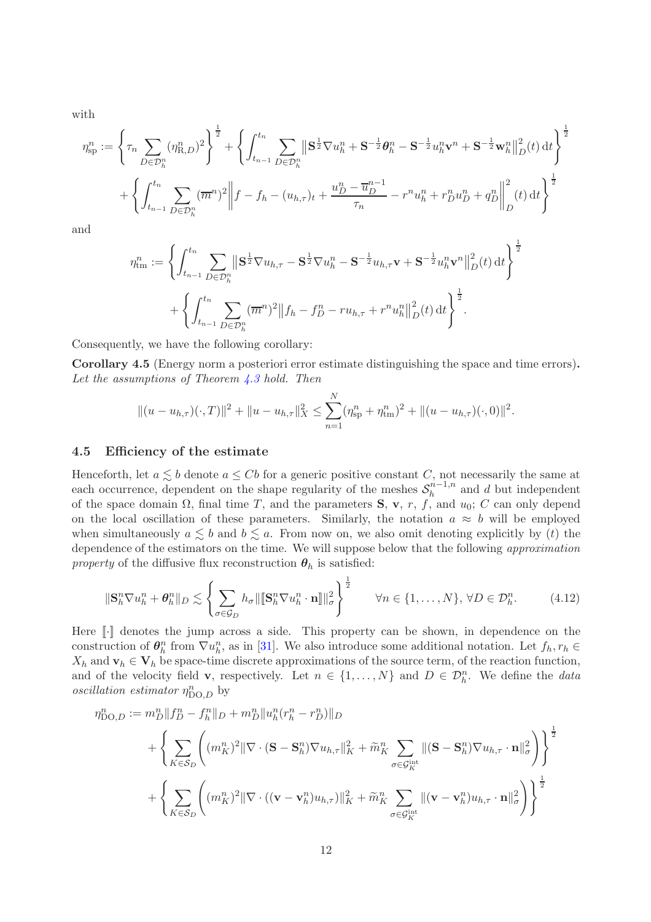with

$$
\eta_{\rm sp}^n := \left\{ \tau_n \sum_{D \in \mathcal{D}_h^n} (\eta_{{\rm R},D}^n)^2 \right\}^{\frac{1}{2}} + \left\{ \int_{t_{n-1}}^{t_n} \sum_{D \in \mathcal{D}_h^n} \left\| \mathbf{S}^{\frac{1}{2}} \nabla u_h^n + \mathbf{S}^{-\frac{1}{2}} \boldsymbol{\theta}_h^n - \mathbf{S}^{-\frac{1}{2}} u_h^n \mathbf{v}^n + \mathbf{S}^{-\frac{1}{2}} \mathbf{w}_h^n \right\|_D^2 (t) \, {\rm d}t \right\}^{\frac{1}{2}}
$$

$$
+ \left\{ \int_{t_{n-1}}^{t_n} \sum_{D \in \mathcal{D}_h^n} (\overline{m}^n)^2 \left\| f - f_h - (u_{h,\tau})_t + \frac{u_D^n - \overline{u}_D^{n-1}}{\tau_n} - r^n u_h^n + r_D^n u_D^n + q_D^n \right\|_D^2 (t) \, {\rm d}t \right\}^{\frac{1}{2}}
$$

and

$$
\eta_{\rm tm}^n := \left\{ \int_{t_{n-1}}^{t_n} \sum_{D \in \mathcal{D}_h^n} \left\| \mathbf{S}^{\frac{1}{2}} \nabla u_{h,\tau} - \mathbf{S}^{\frac{1}{2}} \nabla u_h^n - \mathbf{S}^{-\frac{1}{2}} u_{h,\tau} \mathbf{v} + \mathbf{S}^{-\frac{1}{2}} u_h^n \mathbf{v}^n \right\|_D^2 (t) \, {\rm d}t \right\}^{\frac{1}{2}}
$$

$$
+ \left\{ \int_{t_{n-1}}^{t_n} \sum_{D \in \mathcal{D}_h^n} (\overline{m}^n)^2 \left\| f_h - f_D^n - r u_{h,\tau} + r^n u_h^n \right\|_D^2 (t) \, {\rm d}t \right\}^{\frac{1}{2}}.
$$

Consequently, we have the following corollary:

**Corollary 4.5** (Energy norm a posteriori error estimate distinguishing the space and time errors)**.** *Let the assumptions of Theorem 4.3 hold. Then*

$$
\|(u - u_{h,\tau})(\cdot, T)\|^2 + \|u - u_{h,\tau}\|_X^2 \leq \sum_{n=1}^N (\eta_{\rm sp}^n + \eta_{\rm tm}^n)^2 + \|(u - u_{h,\tau})(\cdot, 0)\|^2.
$$

## 4.5 Efficiency of the estimate

Henceforth, let $a \lesssim b$ denote $a \leq Cb$ for a generic positive constant $C$, not necessarily the same at each occurrence, dependent on the shape regularity of the meshes $\mathcal{S}_h^{n-1,n}$ and $d$ but independent of the space domain $\Omega$, final time $T$, and the parameters $\mathbf{S}$, $\mathbf{v}$, $r$, $f$, and $u_0$; $C$ can only depend on the local oscillation of these parameters. Similarly, the notation $a \approx b$ will be employed when simultaneously $a \lesssim b$ and $b \lesssim a$. From now on, we also omit denoting explicitly by $(t)$ the dependence of the estimators on the time. We will suppose below that the following *approximation property* of the diffusive flux reconstruction $\boldsymbol{\theta}_h$ is satisfied:

$$
\|\mathbf{S}_h^n \nabla u_h^n + \boldsymbol{\theta}_h^n\|_D \lesssim \left\{ \sum_{\sigma \in \mathcal{G}_D} h_\sigma \|[\![\mathbf{S}_h^n \nabla u_h^n \cdot \mathbf{n}]\!]\|_\sigma^2 \right\}^{\frac{1}{2}} \qquad \forall n \in \{1, \ldots, N\}, \, \forall D \in \mathcal{D}_h^n. \tag{4.12}
$$

Here $[\![\cdot]\!]$ denotes the jump across a side. This property can be shown, in dependence on the construction of $\boldsymbol{\theta}_h^n$ from $\nabla u_h^n$, as in [31]. We also introduce some additional notation. Let $f_h, r_h \in X_h$ and $\mathbf{v}_h \in \mathbf{V}_h$ be space-time discrete approximations of the source term, of the reaction function, and of the velocity field $\mathbf{v}$, respectively. Let $n \in \{1, \ldots, N\}$ and $D \in \mathcal{D}_h^n$. We define the *data oscillation estimator* $\eta_{{\rm DO},D}^n$ by

$$
\eta_{{\rm DO},D}^n := m_D^n \|f_D^n - f_h^n\|_D + m_D^n \|u_h^n (r_h^n - r_D^n)\|_D
$$

$$
+ \left\{ \sum_{K \in \mathcal{S}_D} \left( (m_K^n)^2 \|\nabla \cdot (\mathbf{S} - \mathbf{S}_h^n) \nabla u_{h,\tau}\|_K^2 + \widetilde{m}_K^n \sum_{\sigma \in \mathcal{G}_K^{\rm int}} \|(\mathbf{S} - \mathbf{S}_h^n) \nabla u_{h,\tau} \cdot \mathbf{n}\|_\sigma^2 \right) \right\}^{\frac{1}{2}}
$$

$$
+ \left\{ \sum_{K \in \mathcal{S}_D} \left( (m_K^n)^2 \|\nabla \cdot ((\mathbf{v} - \mathbf{v}_h^n) u_{h,\tau})\|_K^2 + \widetilde{m}_K^n \sum_{\sigma \in \mathcal{G}_K^{\rm int}} \|(\mathbf{v} - \mathbf{v}_h^n) u_{h,\tau} \cdot \mathbf{n}\|_\sigma^2 \right) \right\}^{\frac{1}{2}}
$$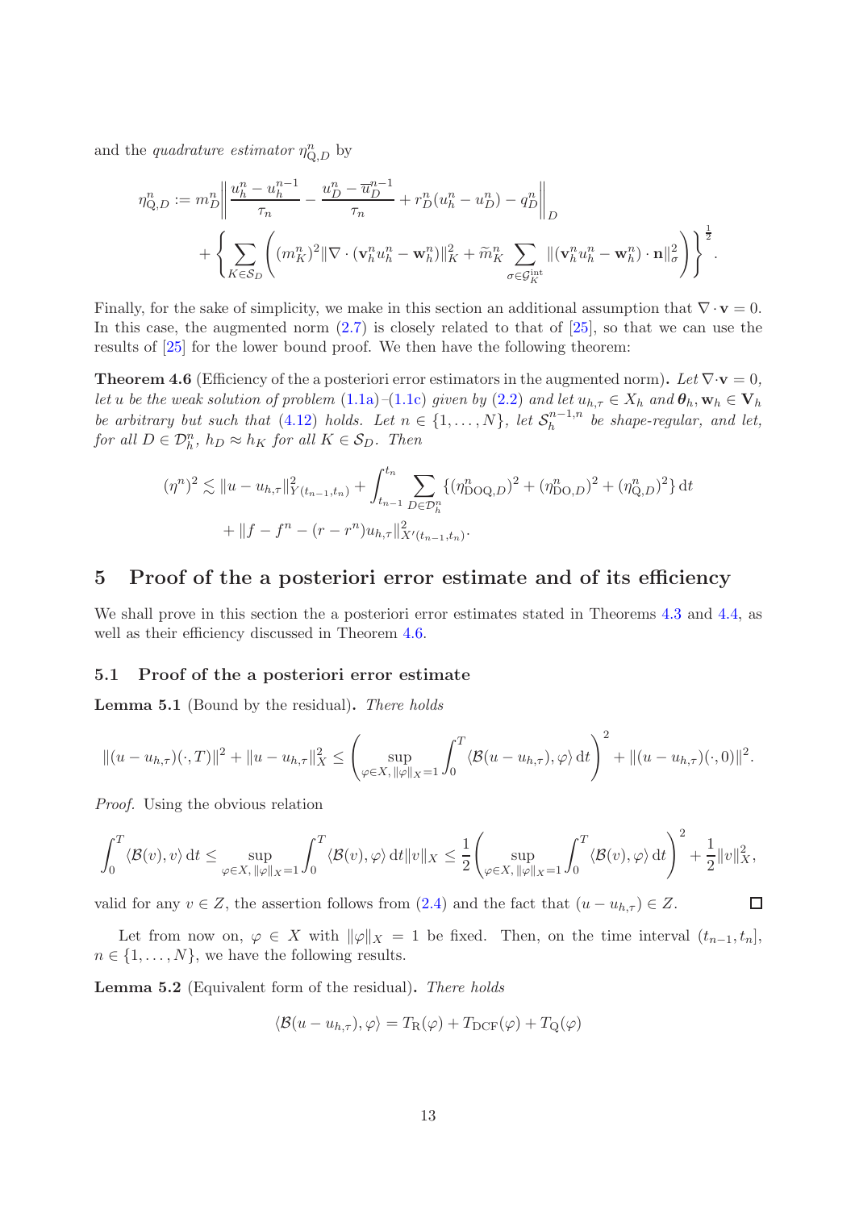and the *quadrature estimator* $\eta^n_{\mathrm{Q},D}$ by

$$
\begin{aligned}
\eta^n_{\mathrm{Q},D} := m^n_D \bigg\| \frac{u^n_h - u^{n-1}_h}{\tau_n} - \frac{u^n_D - \overline{u}^{n-1}_D}{\tau_n} + r^n_D(u^n_h - u^n_D) - q^n_D \bigg\|_D \\
+ \left\{ \sum_{K \in \mathcal{S}_D} \left( (m^n_K)^2 \|\nabla \cdot (\mathbf{v}^n_h u^n_h - \mathbf{w}^n_h)\|^2_K + \widetilde{m}^n_K \sum_{\sigma \in \mathcal{G}^{\mathrm{int}}_K} \|(\mathbf{v}^n_h u^n_h - \mathbf{w}^n_h) \cdot \mathbf{n}\|^2_\sigma \right) \right\}^{\frac{1}{2}}.
\end{aligned}
$$

Finally, for the sake of simplicity, we make in this section an additional assumption that $\nabla \cdot \mathbf{v} = 0$. In this case, the augmented norm (2.7) is closely related to that of [25], so that we can use the results of [25] for the lower bound proof. We then have the following theorem:

**Theorem 4.6** (Efficiency of the a posteriori error estimators in the augmented norm)**.** *Let $\nabla \cdot \mathbf{v} = 0$, let $u$ be the weak solution of problem (1.1a)–(1.1c) given by (2.2) and let $u_{h,\tau} \in X_h$ and $\boldsymbol{\theta}_h, \mathbf{w}_h \in \mathbf{V}_h$ be arbitrary but such that (4.12) holds. Let $n \in \{1, \ldots, N\}$, let $\mathcal{S}^{n-1,n}_h$ be shape-regular, and let, for all $D \in \mathcal{D}^n_h$, $h_D \approx h_K$ for all $K \in \mathcal{S}_D$. Then*

$$
\begin{aligned}
(\eta^n)^2 \lesssim \|u - u_{h,\tau}\|^2_{Y(t_{n-1},t_n)} + \int_{t_{n-1}}^{t_n} \sum_{D \in \mathcal{D}^n_h} \{ (\eta^n_{\mathrm{DOQ},D})^2 + (\eta^n_{\mathrm{DO},D})^2 + (\eta^n_{\mathrm{Q},D})^2 \} \, \mathrm{d}t \\
+ \|f - f^n - (r - r^n) u_{h,\tau}\|^2_{X'(t_{n-1},t_n)}.
\end{aligned}
$$

## 5 Proof of the a posteriori error estimate and of its efficiency

We shall prove in this section the a posteriori error estimates stated in Theorems 4.3 and 4.4, as well as their efficiency discussed in Theorem 4.6.

### 5.1 Proof of the a posteriori error estimate

**Lemma 5.1** (Bound by the residual)**.** *There holds*

$$
\|(u - u_{h,\tau})(\cdot, T)\|^2 + \|u - u_{h,\tau}\|^2_X \le \left( \sup_{\varphi \in X,\, \|\varphi\|_X = 1} \int_0^T \langle \mathcal{B}(u - u_{h,\tau}), \varphi \rangle \, \mathrm{d}t \right)^2 + \|(u - u_{h,\tau})(\cdot, 0)\|^2.
$$

*Proof.* Using the obvious relation

$$
\int_0^T \langle \mathcal{B}(v), v \rangle \, \mathrm{d}t \le \sup_{\varphi \in X,\, \|\varphi\|_X = 1} \int_0^T \langle \mathcal{B}(v), \varphi \rangle \, \mathrm{d}t \|v\|_X \le \frac{1}{2} \left( \sup_{\varphi \in X,\, \|\varphi\|_X = 1} \int_0^T \langle \mathcal{B}(v), \varphi \rangle \, \mathrm{d}t \right)^2 + \frac{1}{2} \|v\|^2_X,
$$

valid for any $v \in Z$, the assertion follows from (2.4) and the fact that $(u - u_{h,\tau}) \in Z$. $\square$

Let from now on, $\varphi \in X$ with $\|\varphi\|_X = 1$ be fixed. Then, on the time interval $(t_{n-1}, t_n]$, $n \in \{1, \ldots, N\}$, we have the following results.

**Lemma 5.2** (Equivalent form of the residual)**.** *There holds*

$$
\langle \mathcal{B}(u - u_{h,\tau}), \varphi \rangle = T_{\mathrm{R}}(\varphi) + T_{\mathrm{DCF}}(\varphi) + T_{\mathrm{Q}}(\varphi)
$$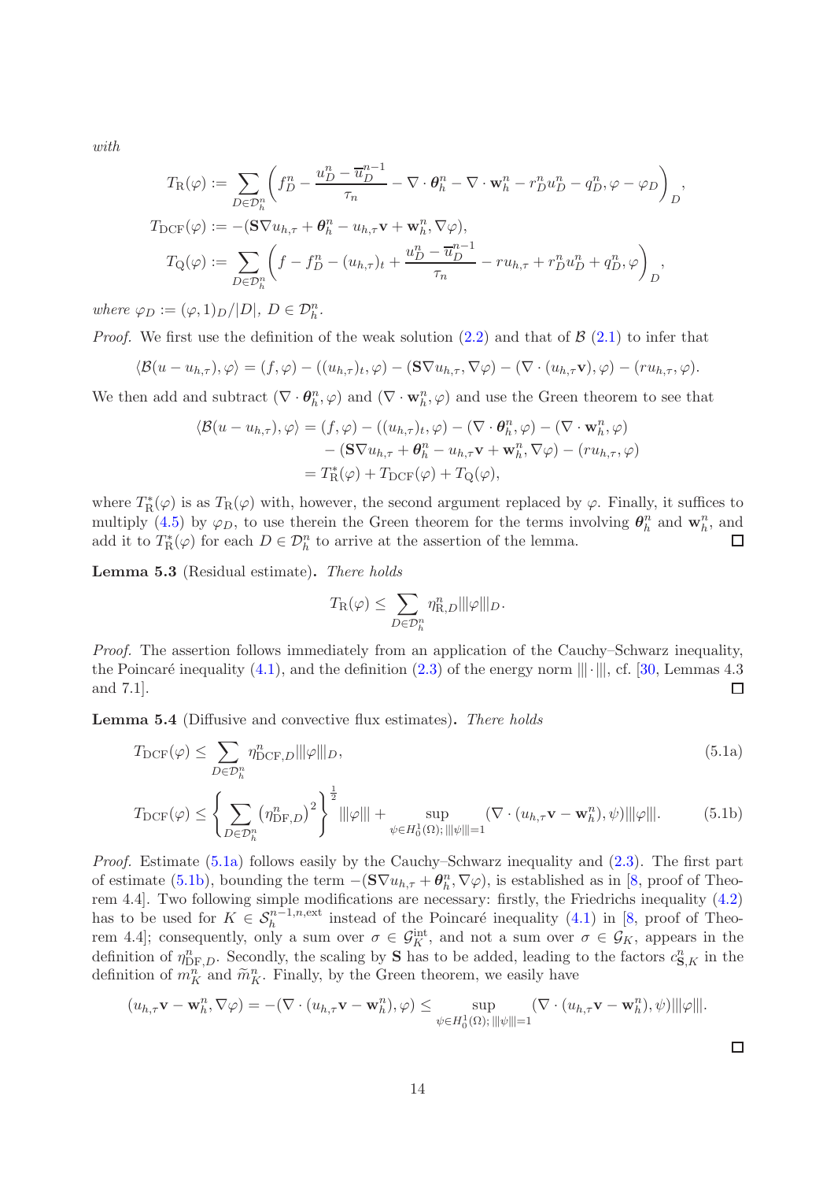*with*

$$T_{\rm R}(\varphi) := \sum_{D\in\mathcal{D}_h^n} \left( f_D^n - \frac{u_D^n - \overline{u}_D^{n-1}}{\tau_n} - \nabla\cdot\boldsymbol{\theta}_h^n - \nabla\cdot\mathbf{w}_h^n - r_D^n u_D^n - q_D^n, \varphi - \varphi_D \right)_D,$$

$$T_{\rm DCF}(\varphi) := -(\mathbf{S}\nabla u_{h,\tau} + \boldsymbol{\theta}_h^n - u_{h,\tau}\mathbf{v} + \mathbf{w}_h^n, \nabla\varphi),$$

$$T_{\rm Q}(\varphi) := \sum_{D\in\mathcal{D}_h^n} \left( f - f_D^n - (u_{h,\tau})_t + \frac{u_D^n - \overline{u}_D^{n-1}}{\tau_n} - r u_{h,\tau} + r_D^n u_D^n + q_D^n, \varphi \right)_D,$$

*where* $\varphi_D := (\varphi, 1)_D/|D|$, $D\in\mathcal{D}_h^n$.

*Proof.* We first use the definition of the weak solution (2.2) and that of $\mathcal{B}$ (2.1) to infer that

$$\langle \mathcal{B}(u - u_{h,\tau}), \varphi\rangle = (f,\varphi) - ((u_{h,\tau})_t, \varphi) - (\mathbf{S}\nabla u_{h,\tau}, \nabla\varphi) - (\nabla\cdot(u_{h,\tau}\mathbf{v}), \varphi) - (r u_{h,\tau}, \varphi).$$

We then add and subtract $(\nabla\cdot\boldsymbol{\theta}_h^n, \varphi)$ and $(\nabla\cdot\mathbf{w}_h^n, \varphi)$ and use the Green theorem to see that

$$\begin{aligned}\langle \mathcal{B}(u - u_{h,\tau}), \varphi\rangle &= (f,\varphi) - ((u_{h,\tau})_t, \varphi) - (\nabla\cdot\boldsymbol{\theta}_h^n, \varphi) - (\nabla\cdot\mathbf{w}_h^n, \varphi) \\ &\quad - (\mathbf{S}\nabla u_{h,\tau} + \boldsymbol{\theta}_h^n - u_{h,\tau}\mathbf{v} + \mathbf{w}_h^n, \nabla\varphi) - (r u_{h,\tau}, \varphi) \\ &= T_{\rm R}^*(\varphi) + T_{\rm DCF}(\varphi) + T_{\rm Q}(\varphi),\end{aligned}$$

where $T_{\rm R}^*(\varphi)$ is as $T_{\rm R}(\varphi)$ with, however, the second argument replaced by $\varphi$. Finally, it suffices to multiply (4.5) by $\varphi_D$, to use therein the Green theorem for the terms involving $\boldsymbol{\theta}_h^n$ and $\mathbf{w}_h^n$, and add it to $T_{\rm R}^*(\varphi)$ for each $D\in\mathcal{D}_h^n$ to arrive at the assertion of the lemma. $\square$

**Lemma 5.3** (Residual estimate)**.** *There holds*

$$T_{\rm R}(\varphi) \le \sum_{D\in\mathcal{D}_h^n} \eta_{{\rm R},D}^n |||\varphi|||_D.$$

*Proof.* The assertion follows immediately from an application of the Cauchy–Schwarz inequality, the Poincaré inequality (4.1), and the definition (2.3) of the energy norm $|||\cdot|||$, cf. [30, Lemmas 4.3 and 7.1]. $\square$

**Lemma 5.4** (Diffusive and convective flux estimates)**.** *There holds*

$$T_{\rm DCF}(\varphi) \le \sum_{D\in\mathcal{D}_h^n} \eta_{{\rm DCF},D}^n |||\varphi|||_D, \tag{5.1a}$$

$$T_{\rm DCF}(\varphi) \le \left\{ \sum_{D\in\mathcal{D}_h^n} \left(\eta_{{\rm DF},D}^n\right)^2 \right\}^{\frac{1}{2}} |||\varphi||| + \sup_{\psi\in H_0^1(\Omega);\, |||\psi|||=1} (\nabla\cdot(u_{h,\tau}\mathbf{v} - \mathbf{w}_h^n), \psi)|||\varphi|||. \tag{5.1b}$$

*Proof.* Estimate (5.1a) follows easily by the Cauchy–Schwarz inequality and (2.3). The first part of estimate (5.1b), bounding the term $-(\mathbf{S}\nabla u_{h,\tau} + \boldsymbol{\theta}_h^n, \nabla\varphi)$, is established as in [8, proof of Theorem 4.4]. Two following simple modifications are necessary: firstly, the Friedrichs inequality (4.2) has to be used for $K\in\mathcal{S}_h^{n-1,n,\rm ext}$ instead of the Poincaré inequality (4.1) in [8, proof of Theorem 4.4]; consequently, only a sum over $\sigma\in\mathcal{G}_K^{\rm int}$, and not a sum over $\sigma\in\mathcal{G}_K$, appears in the definition of $\eta_{{\rm DF},D}^n$. Secondly, the scaling by $\mathbf{S}$ has to be added, leading to the factors $c_{\mathbf{S},K}^n$ in the definition of $m_K^n$ and $\widetilde{m}_K^n$. Finally, by the Green theorem, we easily have

$$(u_{h,\tau}\mathbf{v} - \mathbf{w}_h^n, \nabla\varphi) = -(\nabla\cdot(u_{h,\tau}\mathbf{v} - \mathbf{w}_h^n), \varphi) \le \sup_{\psi\in H_0^1(\Omega);\, |||\psi|||=1} (\nabla\cdot(u_{h,\tau}\mathbf{v} - \mathbf{w}_h^n), \psi)|||\varphi|||.$$

$\square$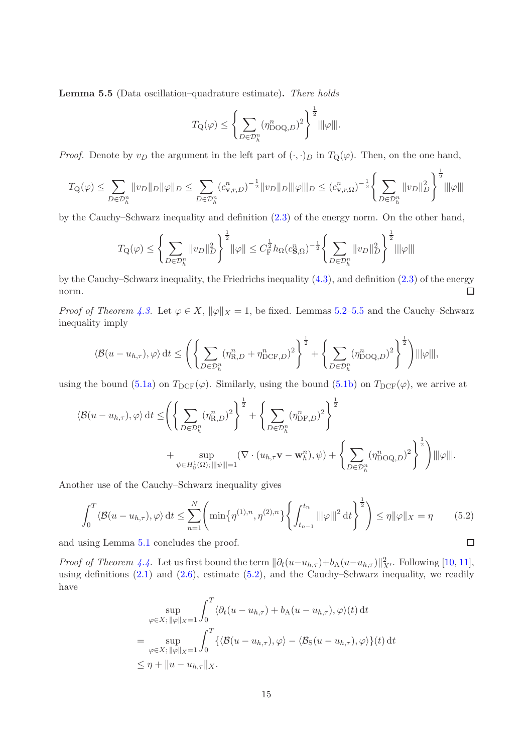**Lemma 5.5** (Data oscillation–quadrature estimate)**.** *There holds*

$$T_{\mathrm{Q}}(\varphi) \leq \left\{ \sum_{D\in\mathcal{D}_h^n} (\eta_{\mathrm{DOQ},D}^n)^2 \right\}^{\frac{1}{2}} |||\varphi|||.$$

*Proof.* Denote by $v_D$ the argument in the left part of $(\cdot,\cdot)_D$ in $T_{\mathrm{Q}}(\varphi)$. Then, on the one hand,

$$T_{\mathrm{Q}}(\varphi) \leq \sum_{D\in\mathcal{D}_h^n} \|v_D\|_D \|\varphi\|_D \leq \sum_{D\in\mathcal{D}_h^n} (c_{\mathbf{v},r,D}^n)^{-\frac{1}{2}} \|v_D\|_D |||\varphi|||_D \leq (c_{\mathbf{v},r,\Omega}^n)^{-\frac{1}{2}} \left\{ \sum_{D\in\mathcal{D}_h^n} \|v_D\|_D^2 \right\}^{\frac{1}{2}} |||\varphi|||$$

by the Cauchy–Schwarz inequality and definition (2.3) of the energy norm. On the other hand,

$$T_{\mathrm{Q}}(\varphi) \leq \left\{ \sum_{D\in\mathcal{D}_h^n} \|v_D\|_D^2 \right\}^{\frac{1}{2}} \|\varphi\| \leq C_{\mathrm{F}}^{\frac{1}{2}} h_\Omega (c_{\mathbf{S},\Omega}^n)^{-\frac{1}{2}} \left\{ \sum_{D\in\mathcal{D}_h^n} \|v_D\|_D^2 \right\}^{\frac{1}{2}} |||\varphi|||$$

by the Cauchy–Schwarz inequality, the Friedrichs inequality (4.3), and definition (2.3) of the energy norm. $\square$

*Proof of Theorem 4.3.* Let $\varphi \in X$, $\|\varphi\|_X = 1$, be fixed. Lemmas 5.2–5.5 and the Cauchy–Schwarz inequality imply

$$\langle \mathcal{B}(u-u_{h,\tau}), \varphi\rangle \,\mathrm{d}t \leq \left( \left\{ \sum_{D\in\mathcal{D}_h^n} (\eta_{\mathrm{R},D}^n + \eta_{\mathrm{DCF},D}^n)^2 \right\}^{\frac{1}{2}} + \left\{ \sum_{D\in\mathcal{D}_h^n} (\eta_{\mathrm{DOQ},D}^n)^2 \right\}^{\frac{1}{2}} \right) |||\varphi|||,$$

using the bound (5.1a) on $T_{\mathrm{DCF}}(\varphi)$. Similarly, using the bound (5.1b) on $T_{\mathrm{DCF}}(\varphi)$, we arrive at

$$\begin{aligned}
\langle \mathcal{B}(u-u_{h,\tau}), \varphi\rangle \,\mathrm{d}t \leq & \left( \left\{ \sum_{D\in\mathcal{D}_h^n} (\eta_{\mathrm{R},D}^n)^2 \right\}^{\frac{1}{2}} + \left\{ \sum_{D\in\mathcal{D}_h^n} (\eta_{\mathrm{DF},D}^n)^2 \right\}^{\frac{1}{2}} \right. \\
& \left. + \sup_{\psi\in H_0^1(\Omega);\, |||\psi|||=1} (\nabla\cdot(u_{h,\tau}\mathbf{v} - \mathbf{w}_h^n), \psi) + \left\{ \sum_{D\in\mathcal{D}_h^n} (\eta_{\mathrm{DOQ},D}^n)^2 \right\}^{\frac{1}{2}} \right) |||\varphi|||.
\end{aligned}$$

Another use of the Cauchy–Schwarz inequality gives

$$\int_0^T \langle \mathcal{B}(u-u_{h,\tau}), \varphi\rangle \,\mathrm{d}t \leq \sum_{n=1}^N \left( \min\{\eta^{(1),n}, \eta^{(2),n}\} \left\{ \int_{t_{n-1}}^{t_n} |||\varphi|||^2 \,\mathrm{d}t \right\}^{\frac{1}{2}} \right) \leq \eta \|\varphi\|_X = \eta \tag{5.2}$$

and using Lemma 5.1 concludes the proof. $\square$

*Proof of Theorem 4.4.* Let us first bound the term $\|\partial_t(u-u_{h,\tau}) + b_{\mathrm{A}}(u-u_{h,\tau})\|_{X'}^2$. Following [10, 11], using definitions (2.1) and (2.6), estimate (5.2), and the Cauchy–Schwarz inequality, we readily have

$$\begin{aligned}
& \sup_{\varphi\in X;\, \|\varphi\|_X=1} \int_0^T \langle \partial_t(u-u_{h,\tau}) + b_{\mathrm{A}}(u-u_{h,\tau}), \varphi\rangle(t) \,\mathrm{d}t \\
= & \sup_{\varphi\in X;\, \|\varphi\|_X=1} \int_0^T \{\langle \mathcal{B}(u-u_{h,\tau}), \varphi\rangle - \langle \mathcal{B}_{\mathrm{S}}(u-u_{h,\tau}), \varphi\rangle\}(t) \,\mathrm{d}t \\
\leq & \, \eta + \|u-u_{h,\tau}\|_X.
\end{aligned}$$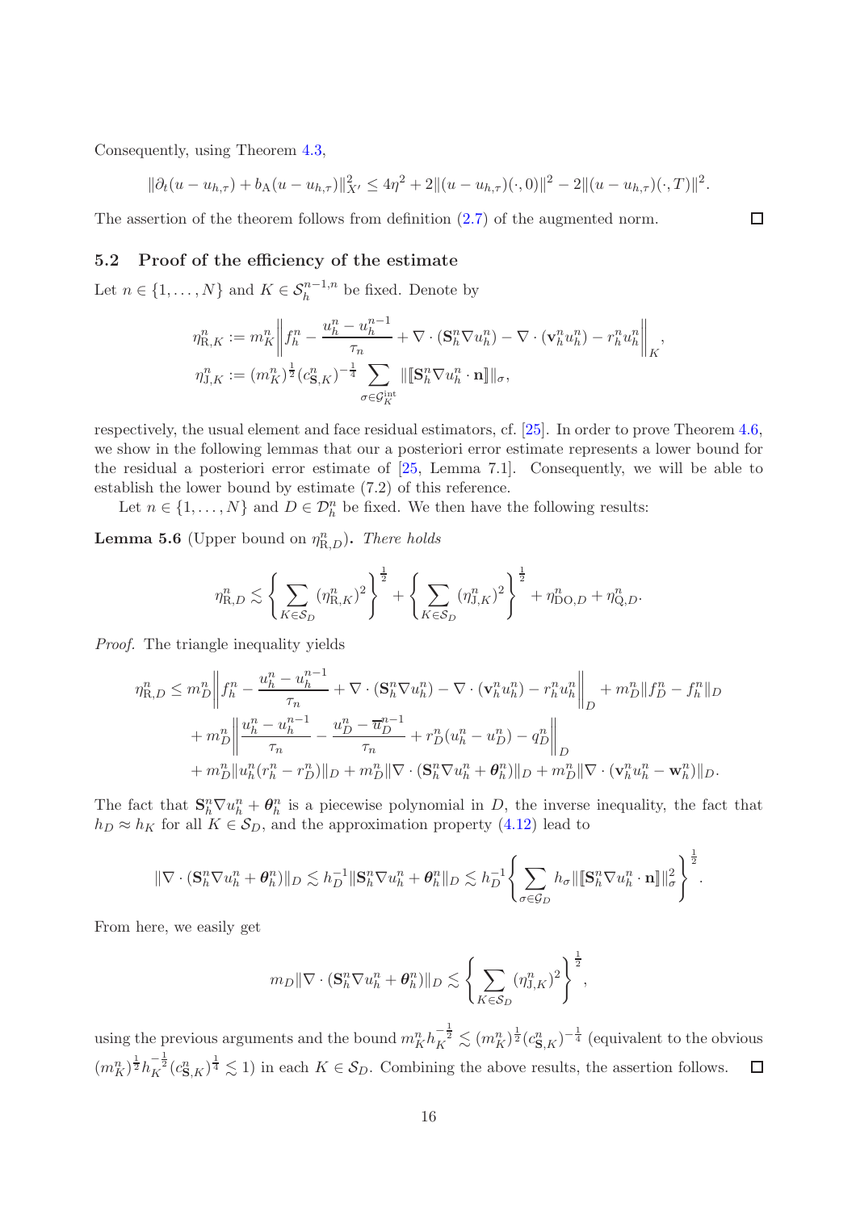Consequently, using Theorem 4.3,

$$\|\partial_t(u-u_{h,\tau})+b_{\rm A}(u-u_{h,\tau})\|_{X'}^2 \le 4\eta^2 + 2\|(u-u_{h,\tau})(\cdot,0)\|^2 - 2\|(u-u_{h,\tau})(\cdot,T)\|^2.$$

The assertion of the theorem follows from definition (2.7) of the augmented norm. □

## 5.2 Proof of the efficiency of the estimate

Let $n \in \{1,\ldots,N\}$ and $K \in \mathcal{S}_h^{n-1,n}$ be fixed. Denote by

$$\eta_{{\rm R},K}^n := m_K^n \left\| f_h^n - \frac{u_h^n - u_h^{n-1}}{\tau_n} + \nabla\cdot(\mathbf{S}_h^n \nabla u_h^n) - \nabla\cdot(\mathbf{v}_h^n u_h^n) - r_h^n u_h^n \right\|_K,$$
$$\eta_{{\rm J},K}^n := (m_K^n)^{\frac12}(c_{\mathbf{S},K}^n)^{-\frac14} \sum_{\sigma\in\mathcal{G}_K^{\rm int}} \|[\![\mathbf{S}_h^n \nabla u_h^n \cdot \mathbf{n}]\!]\|_\sigma,$$

respectively, the usual element and face residual estimators, cf. [25]. In order to prove Theorem 4.6, we show in the following lemmas that our a posteriori error estimate represents a lower bound for the residual a posteriori error estimate of [25, Lemma 7.1]. Consequently, we will be able to establish the lower bound by estimate (7.2) of this reference.

Let $n \in \{1,\ldots,N\}$ and $D \in \mathcal{D}_h^n$ be fixed. We then have the following results:

**Lemma 5.6** (Upper bound on $\eta_{{\rm R},D}^n$)**.** *There holds*

$$\eta_{{\rm R},D}^n \lesssim \left\{ \sum_{K\in\mathcal{S}_D} (\eta_{{\rm R},K}^n)^2 \right\}^{\frac12} + \left\{ \sum_{K\in\mathcal{S}_D} (\eta_{{\rm J},K}^n)^2 \right\}^{\frac12} + \eta_{{\rm DO},D}^n + \eta_{{\rm Q},D}^n.$$

*Proof.* The triangle inequality yields

$$\begin{aligned}
\eta_{{\rm R},D}^n \le{}& m_D^n \left\| f_h^n - \frac{u_h^n - u_h^{n-1}}{\tau_n} + \nabla\cdot(\mathbf{S}_h^n \nabla u_h^n) - \nabla\cdot(\mathbf{v}_h^n u_h^n) - r_h^n u_h^n \right\|_D + m_D^n \|f_D^n - f_h^n\|_D \\
&+ m_D^n \left\| \frac{u_h^n - u_h^{n-1}}{\tau_n} - \frac{u_D^n - \overline{u}_D^{n-1}}{\tau_n} + r_D^n(u_h^n - u_D^n) - q_D^n \right\|_D \\
&+ m_D^n \|u_h^n (r_h^n - r_D^n)\|_D + m_D^n \|\nabla\cdot(\mathbf{S}_h^n \nabla u_h^n + \boldsymbol{\theta}_h^n)\|_D + m_D^n \|\nabla\cdot(\mathbf{v}_h^n u_h^n - \mathbf{w}_h^n)\|_D.
\end{aligned}$$

The fact that $\mathbf{S}_h^n \nabla u_h^n + \boldsymbol{\theta}_h^n$ is a piecewise polynomial in $D$, the inverse inequality, the fact that $h_D \approx h_K$ for all $K \in \mathcal{S}_D$, and the approximation property (4.12) lead to

$$\|\nabla\cdot(\mathbf{S}_h^n \nabla u_h^n + \boldsymbol{\theta}_h^n)\|_D \lesssim h_D^{-1} \|\mathbf{S}_h^n \nabla u_h^n + \boldsymbol{\theta}_h^n\|_D \lesssim h_D^{-1} \left\{ \sum_{\sigma\in\mathcal{G}_D} h_\sigma \|[\![\mathbf{S}_h^n \nabla u_h^n \cdot \mathbf{n}]\!]\|_\sigma^2 \right\}^{\frac12}.$$

From here, we easily get

$$m_D \|\nabla\cdot(\mathbf{S}_h^n \nabla u_h^n + \boldsymbol{\theta}_h^n)\|_D \lesssim \left\{ \sum_{K\in\mathcal{S}_D} (\eta_{{\rm J},K}^n)^2 \right\}^{\frac12},$$

using the previous arguments and the bound $m_K^n h_K^{-\frac12} \lesssim (m_K^n)^{\frac12}(c_{\mathbf{S},K}^n)^{-\frac14}$ (equivalent to the obvious $(m_K^n)^{\frac12} h_K^{-\frac12} (c_{\mathbf{S},K}^n)^{\frac14} \lesssim 1$) in each $K \in \mathcal{S}_D$. Combining the above results, the assertion follows. □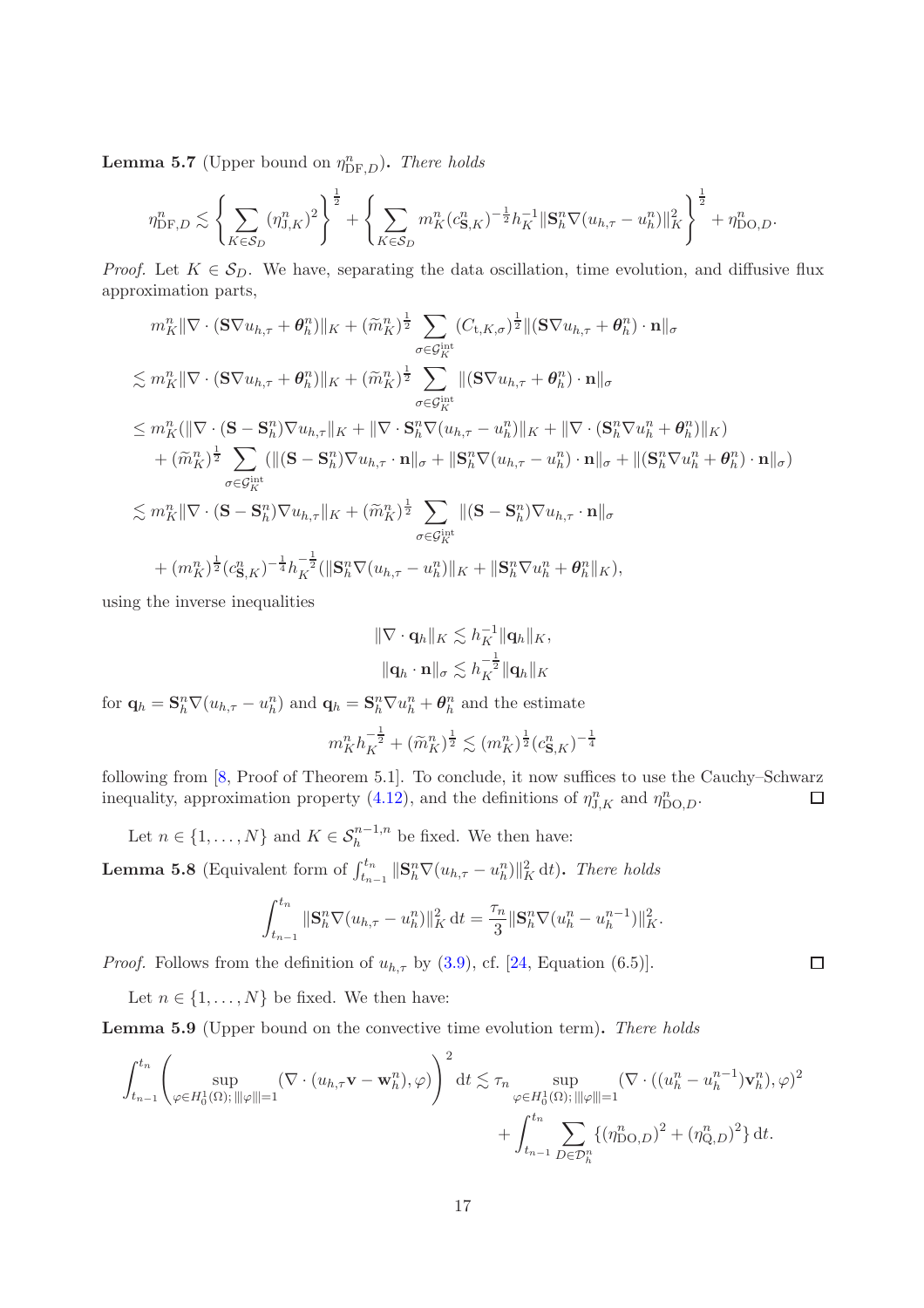**Lemma 5.7** (Upper bound on $\eta^n_{\mathrm{DF},D}$)**.** *There holds*

$$\eta^n_{\mathrm{DF},D} \lesssim \left\{ \sum_{K\in\mathcal{S}_D} (\eta^n_{\mathrm{J},K})^2 \right\}^{\frac{1}{2}} + \left\{ \sum_{K\in\mathcal{S}_D} m^n_K (c^n_{\mathbf{S},K})^{-\frac{1}{2}} h_K^{-1} \|\mathbf{S}^n_h \nabla (u_{h,\tau} - u^n_h)\|^2_K \right\}^{\frac{1}{2}} + \eta^n_{\mathrm{DO},D}.$$

*Proof.* Let $K \in \mathcal{S}_D$. We have, separating the data oscillation, time evolution, and diffusive flux approximation parts,

$$\begin{aligned}
& m^n_K \|\nabla\cdot(\mathbf{S}\nabla u_{h,\tau} + \boldsymbol{\theta}^n_h)\|_K + (\widetilde{m}^n_K)^{\frac{1}{2}} \sum_{\sigma\in\mathcal{G}^{\mathrm{int}}_K} (C_{\mathrm{t},K,\sigma})^{\frac{1}{2}} \|(\mathbf{S}\nabla u_{h,\tau} + \boldsymbol{\theta}^n_h)\cdot\mathbf{n}\|_\sigma \\
&\lesssim m^n_K \|\nabla\cdot(\mathbf{S}\nabla u_{h,\tau} + \boldsymbol{\theta}^n_h)\|_K + (\widetilde{m}^n_K)^{\frac{1}{2}} \sum_{\sigma\in\mathcal{G}^{\mathrm{int}}_K} \|(\mathbf{S}\nabla u_{h,\tau} + \boldsymbol{\theta}^n_h)\cdot\mathbf{n}\|_\sigma \\
&\le m^n_K (\|\nabla\cdot(\mathbf{S} - \mathbf{S}^n_h)\nabla u_{h,\tau}\|_K + \|\nabla\cdot\mathbf{S}^n_h\nabla(u_{h,\tau} - u^n_h)\|_K + \|\nabla\cdot(\mathbf{S}^n_h\nabla u^n_h + \boldsymbol{\theta}^n_h)\|_K) \\
&\quad + (\widetilde{m}^n_K)^{\frac{1}{2}} \sum_{\sigma\in\mathcal{G}^{\mathrm{int}}_K} (\|(\mathbf{S} - \mathbf{S}^n_h)\nabla u_{h,\tau}\cdot\mathbf{n}\|_\sigma + \|\mathbf{S}^n_h\nabla(u_{h,\tau} - u^n_h)\cdot\mathbf{n}\|_\sigma + \|(\mathbf{S}^n_h\nabla u^n_h + \boldsymbol{\theta}^n_h)\cdot\mathbf{n}\|_\sigma) \\
&\lesssim m^n_K \|\nabla\cdot(\mathbf{S} - \mathbf{S}^n_h)\nabla u_{h,\tau}\|_K + (\widetilde{m}^n_K)^{\frac{1}{2}} \sum_{\sigma\in\mathcal{G}^{\mathrm{int}}_K} \|(\mathbf{S} - \mathbf{S}^n_h)\nabla u_{h,\tau}\cdot\mathbf{n}\|_\sigma \\
&\quad + (m^n_K)^{\frac{1}{2}} (c^n_{\mathbf{S},K})^{-\frac{1}{4}} h_K^{-\frac{1}{2}} (\|\mathbf{S}^n_h\nabla(u_{h,\tau} - u^n_h)\|_K + \|\mathbf{S}^n_h\nabla u^n_h + \boldsymbol{\theta}^n_h\|_K),
\end{aligned}$$

using the inverse inequalities

$$\|\nabla\cdot\mathbf{q}_h\|_K \lesssim h_K^{-1}\|\mathbf{q}_h\|_K,$$
$$\|\mathbf{q}_h\cdot\mathbf{n}\|_\sigma \lesssim h_K^{-\frac{1}{2}}\|\mathbf{q}_h\|_K$$

for $\mathbf{q}_h = \mathbf{S}^n_h\nabla(u_{h,\tau} - u^n_h)$ and $\mathbf{q}_h = \mathbf{S}^n_h\nabla u^n_h + \boldsymbol{\theta}^n_h$ and the estimate

$$m^n_K h_K^{-\frac{1}{2}} + (\widetilde{m}^n_K)^{\frac{1}{2}} \lesssim (m^n_K)^{\frac{1}{2}} (c^n_{\mathbf{S},K})^{-\frac{1}{4}}$$

following from [8, Proof of Theorem 5.1]. To conclude, it now suffices to use the Cauchy–Schwarz inequality, approximation property (4.12), and the definitions of $\eta^n_{\mathrm{J},K}$ and $\eta^n_{\mathrm{DO},D}$. $\square$

Let $n \in \{1, \ldots, N\}$ and $K \in \mathcal{S}^{n-1,n}_h$ be fixed. We then have:

**Lemma 5.8** (Equivalent form of $\int_{t_{n-1}}^{t_n} \|\mathbf{S}^n_h\nabla(u_{h,\tau} - u^n_h)\|^2_K \,\mathrm{d}t$)**.** *There holds*

$$\int_{t_{n-1}}^{t_n} \|\mathbf{S}^n_h\nabla(u_{h,\tau} - u^n_h)\|^2_K \,\mathrm{d}t = \frac{\tau_n}{3}\|\mathbf{S}^n_h\nabla(u^n_h - u^{n-1}_h)\|^2_K.$$

*Proof.* Follows from the definition of $u_{h,\tau}$ by (3.9), cf. [24, Equation (6.5)]. $\square$

Let $n \in \{1, \ldots, N\}$ be fixed. We then have:

**Lemma 5.9** (Upper bound on the convective time evolution term)**.** *There holds*

$$\begin{aligned}
\int_{t_{n-1}}^{t_n} \left( \sup_{\varphi\in H^1_0(\Omega);\, |||\varphi|||=1} (\nabla\cdot(u_{h,\tau}\mathbf{v} - \mathbf{w}^n_h), \varphi) \right)^2 \mathrm{d}t &\lesssim \tau_n \sup_{\varphi\in H^1_0(\Omega);\, |||\varphi|||=1} (\nabla\cdot((u^n_h - u^{n-1}_h)\mathbf{v}^n_h), \varphi)^2 \\
&\quad + \int_{t_{n-1}}^{t_n} \sum_{D\in\mathcal{D}^n_h} \{(\eta^n_{\mathrm{DO},D})^2 + (\eta^n_{\mathrm{Q},D})^2\}\,\mathrm{d}t.
\end{aligned}$$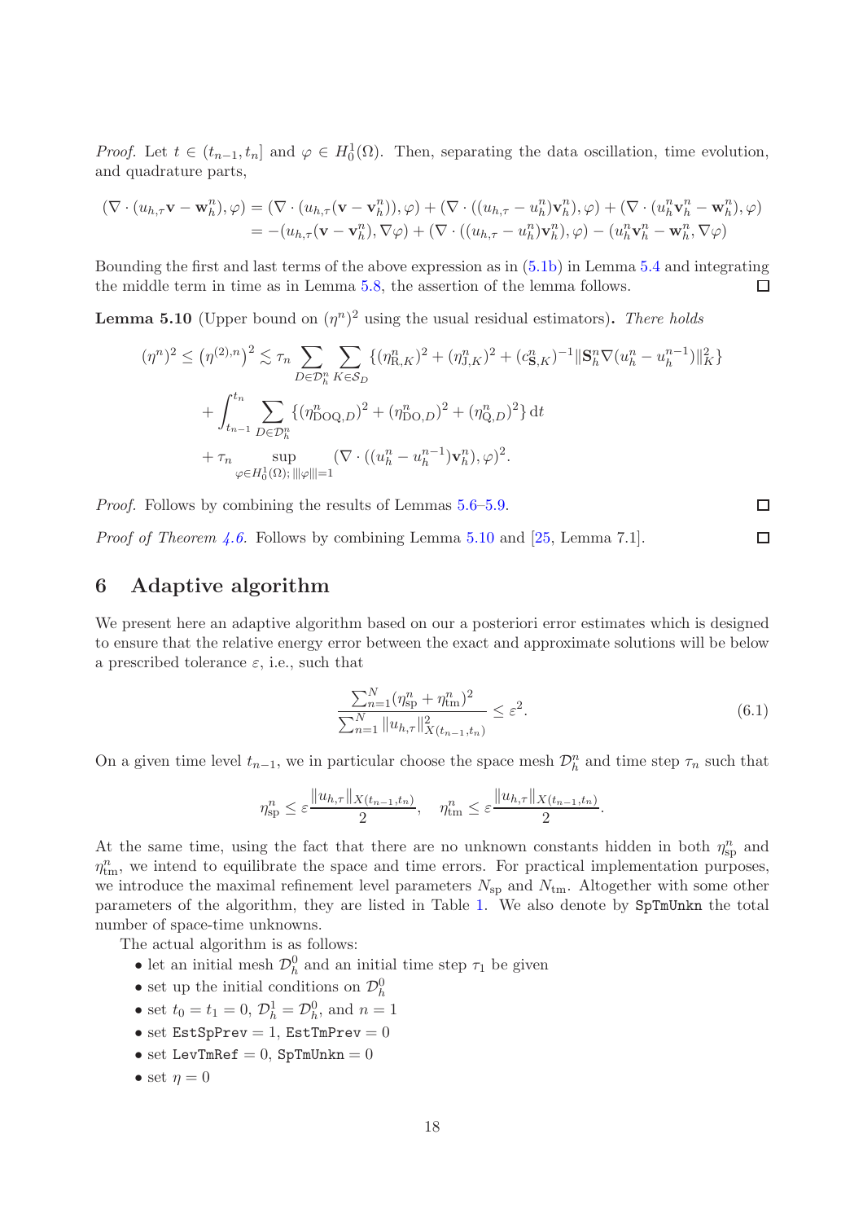*Proof.* Let $t \in (t_{n-1}, t_n]$ and $\varphi \in H_0^1(\Omega)$. Then, separating the data oscillation, time evolution, and quadrature parts,

$$
\begin{aligned}
(\nabla \cdot (u_{h,\tau}\mathbf{v} - \mathbf{w}_h^n), \varphi) &= (\nabla \cdot (u_{h,\tau}(\mathbf{v} - \mathbf{v}_h^n)), \varphi) + (\nabla \cdot ((u_{h,\tau} - u_h^n)\mathbf{v}_h^n), \varphi) + (\nabla \cdot (u_h^n \mathbf{v}_h^n - \mathbf{w}_h^n), \varphi) \\
&= -(u_{h,\tau}(\mathbf{v} - \mathbf{v}_h^n), \nabla \varphi) + (\nabla \cdot ((u_{h,\tau} - u_h^n)\mathbf{v}_h^n), \varphi) - (u_h^n \mathbf{v}_h^n - \mathbf{w}_h^n, \nabla \varphi)
\end{aligned}
$$

Bounding the first and last terms of the above expression as in (5.1b) in Lemma 5.4 and integrating the middle term in time as in Lemma 5.8, the assertion of the lemma follows. □

**Lemma 5.10** (Upper bound on $(\eta^n)^2$ using the usual residual estimators)**.** *There holds*

$$
\begin{aligned}
(\eta^n)^2 \leq \left(\eta^{(2),n}\right)^2 &\lesssim \tau_n \sum_{D \in \mathcal{D}_h^n} \sum_{K \in \mathcal{S}_D} \{(\eta_{\mathrm{R},K}^n)^2 + (\eta_{\mathrm{J},K}^n)^2 + (c_{\mathbf{S},K}^n)^{-1} \|\mathbf{S}_h^n \nabla (u_h^n - u_h^{n-1})\|_K^2\} \\
&+ \int_{t_{n-1}}^{t_n} \sum_{D \in \mathcal{D}_h^n} \{(\eta_{\mathrm{DOQ},D}^n)^2 + (\eta_{\mathrm{DO},D}^n)^2 + (\eta_{\mathrm{Q},D}^n)^2\} \, \mathrm{d}t \\
&+ \tau_n \sup_{\varphi \in H_0^1(\Omega);\, |||\varphi||| = 1} (\nabla \cdot ((u_h^n - u_h^{n-1})\mathbf{v}_h^n), \varphi)^2.
\end{aligned}
$$

*Proof.* Follows by combining the results of Lemmas 5.6–5.9. □

*Proof of Theorem 4.6.* Follows by combining Lemma 5.10 and [25, Lemma 7.1]. □

# 6 Adaptive algorithm

We present here an adaptive algorithm based on our a posteriori error estimates which is designed to ensure that the relative energy error between the exact and approximate solutions will be below a prescribed tolerance $\varepsilon$, i.e., such that

$$
\frac{\sum_{n=1}^{N} (\eta_{\mathrm{sp}}^n + \eta_{\mathrm{tm}}^n)^2}{\sum_{n=1}^{N} \|u_{h,\tau}\|_{X(t_{n-1},t_n)}^2} \leq \varepsilon^2. \tag{6.1}
$$

On a given time level $t_{n-1}$, we in particular choose the space mesh $\mathcal{D}_h^n$ and time step $\tau_n$ such that

$$
\eta_{\mathrm{sp}}^n \leq \varepsilon \frac{\|u_{h,\tau}\|_{X(t_{n-1},t_n)}}{2}, \quad \eta_{\mathrm{tm}}^n \leq \varepsilon \frac{\|u_{h,\tau}\|_{X(t_{n-1},t_n)}}{2}.
$$

At the same time, using the fact that there are no unknown constants hidden in both $\eta_{\mathrm{sp}}^n$ and $\eta_{\mathrm{tm}}^n$, we intend to equilibrate the space and time errors. For practical implementation purposes, we introduce the maximal refinement level parameters $N_{\mathrm{sp}}$ and $N_{\mathrm{tm}}$. Altogether with some other parameters of the algorithm, they are listed in Table 1. We also denote by `SpTmUnkn` the total number of space-time unknowns.

The actual algorithm is as follows:

- let an initial mesh $\mathcal{D}_h^0$ and an initial time step $\tau_1$ be given
- set up the initial conditions on $\mathcal{D}_h^0$
- set $t_0 = t_1 = 0$, $\mathcal{D}_h^1 = \mathcal{D}_h^0$, and $n = 1$
- set `EstSpPrev` $= 1$, `EstTmPrev` $= 0$
- set `LevTmRef` $= 0$, `SpTmUnkn` $= 0$
- set $\eta = 0$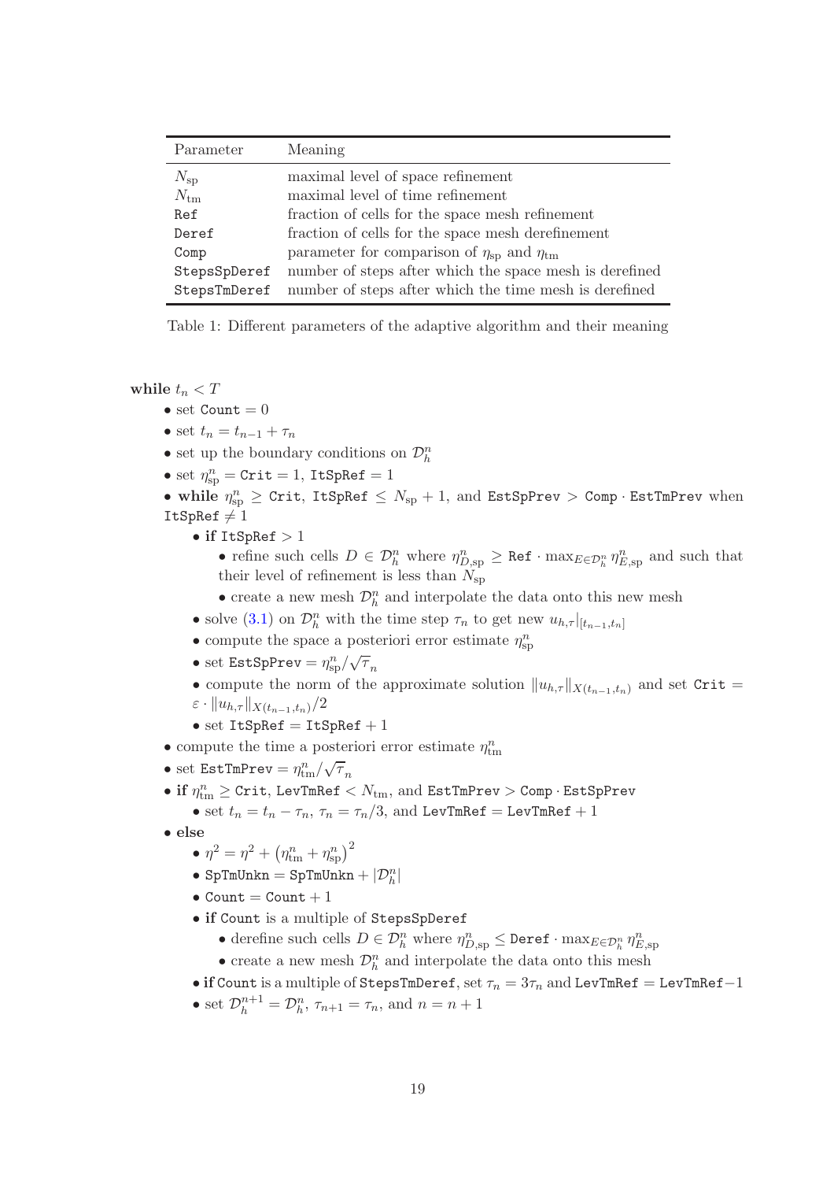| Parameter | Meaning |
|---|---|
| $N_{\rm sp}$ | maximal level of space refinement |
| $N_{\rm tm}$ | maximal level of time refinement |
| `Ref` | fraction of cells for the space mesh refinement |
| `Deref` | fraction of cells for the space mesh derefinement |
| `Comp` | parameter for comparison of $\eta_{\rm sp}$ and $\eta_{\rm tm}$ |
| `StepsSpDeref` | number of steps after which the space mesh is derefined |
| `StepsTmDeref` | number of steps after which the time mesh is derefined |

Table 1: Different parameters of the adaptive algorithm and their meaning

**while** $t_n < T$

- set $\texttt{Count} = 0$
- set $t_n = t_{n-1} + \tau_n$
- set up the boundary conditions on $\mathcal{D}_h^n$
- set $\eta_{\rm sp}^n = \texttt{Crit} = 1$, $\texttt{ItSpRef} = 1$
- **while** $\eta_{\rm sp}^n \geq \texttt{Crit}$, $\texttt{ItSpRef} \leq N_{\rm sp} + 1$, and $\texttt{EstSpPrev} > \texttt{Comp} \cdot \texttt{EstTmPrev}$ when $\texttt{ItSpRef} \neq 1$
    - **if** $\texttt{ItSpRef} > 1$
        - refine such cells $D \in \mathcal{D}_h^n$ where $\eta_{D,\rm sp}^n \geq \texttt{Ref} \cdot \max_{E \in \mathcal{D}_h^n} \eta_{E,\rm sp}^n$ and such that their level of refinement is less than $N_{\rm sp}$
        - create a new mesh $\mathcal{D}_h^n$ and interpolate the data onto this new mesh
    - solve (3.1) on $\mathcal{D}_h^n$ with the time step $\tau_n$ to get new $u_{h,\tau}|_{[t_{n-1},t_n]}$
    - compute the space a posteriori error estimate $\eta_{\rm sp}^n$
    - set $\texttt{EstSpPrev} = \eta_{\rm sp}^n / \sqrt{\tau}_n$
    - compute the norm of the approximate solution $\|u_{h,\tau}\|_{X(t_{n-1},t_n)}$ and set $\texttt{Crit} = \varepsilon \cdot \|u_{h,\tau}\|_{X(t_{n-1},t_n)}/2$
    - set $\texttt{ItSpRef} = \texttt{ItSpRef} + 1$
- compute the time a posteriori error estimate $\eta_{\rm tm}^n$
- set $\texttt{EstTmPrev} = \eta_{\rm tm}^n / \sqrt{\tau}_n$
- **if** $\eta_{\rm tm}^n \geq \texttt{Crit}$, $\texttt{LevTmRef} < N_{\rm tm}$, and $\texttt{EstTmPrev} > \texttt{Comp} \cdot \texttt{EstSpPrev}$
    - set $t_n = t_n - \tau_n$, $\tau_n = \tau_n/3$, and $\texttt{LevTmRef} = \texttt{LevTmRef} + 1$
- **else**
    - $\eta^2 = \eta^2 + \left(\eta_{\rm tm}^n + \eta_{\rm sp}^n\right)^2$
    - $\texttt{SpTmUnkn} = \texttt{SpTmUnkn} + |\mathcal{D}_h^n|$
    - $\texttt{Count} = \texttt{Count} + 1$
    - **if** `Count` is a multiple of `StepsSpDeref`
        - derefine such cells $D \in \mathcal{D}_h^n$ where $\eta_{D,\rm sp}^n \leq \texttt{Deref} \cdot \max_{E \in \mathcal{D}_h^n} \eta_{E,\rm sp}^n$
        - create a new mesh $\mathcal{D}_h^n$ and interpolate the data onto this mesh
    - **if** `Count` is a multiple of `StepsTmDeref`, set $\tau_n = 3\tau_n$ and $\texttt{LevTmRef} = \texttt{LevTmRef} - 1$
    - set $\mathcal{D}_h^{n+1} = \mathcal{D}_h^n$, $\tau_{n+1} = \tau_n$, and $n = n + 1$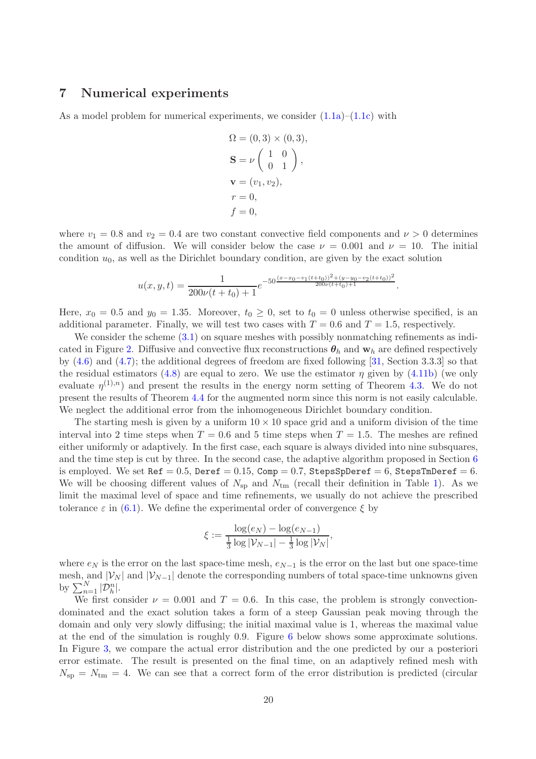## 7 Numerical experiments

As a model problem for numerical experiments, we consider (1.1a)–(1.1c) with

$$
\begin{aligned}
\Omega &= (0,3) \times (0,3),\\
\mathbf{S} &= \nu \begin{pmatrix} 1 & 0 \\ 0 & 1 \end{pmatrix},\\
\mathbf{v} &= (v_1, v_2),\\
r &= 0,\\
f &= 0,
\end{aligned}
$$

where $v_1 = 0.8$ and $v_2 = 0.4$ are two constant convective field components and $\nu > 0$ determines the amount of diffusion. We will consider below the case $\nu = 0.001$ and $\nu = 10$. The initial condition $u_0$, as well as the Dirichlet boundary condition, are given by the exact solution

$$
u(x,y,t) = \frac{1}{200\nu(t+t_0)+1} e^{-50\frac{(x-x_0-v_1(t+t_0))^2+(y-y_0-v_2(t+t_0))^2}{200\nu(t+t_0)+1}}.
$$

Here, $x_0 = 0.5$ and $y_0 = 1.35$. Moreover, $t_0 \geq 0$, set to $t_0 = 0$ unless otherwise specified, is an additional parameter. Finally, we will test two cases with $T = 0.6$ and $T = 1.5$, respectively.

We consider the scheme (3.1) on square meshes with possibly nonmatching refinements as indicated in Figure 2. Diffusive and convective flux reconstructions $\boldsymbol{\theta}_h$ and $\mathbf{w}_h$ are defined respectively by (4.6) and (4.7); the additional degrees of freedom are fixed following [31, Section 3.3.3] so that the residual estimators (4.8) are equal to zero. We use the estimator $\eta$ given by (4.11b) (we only evaluate $\eta^{(1),n}$) and present the results in the energy norm setting of Theorem 4.3. We do not present the results of Theorem 4.4 for the augmented norm since this norm is not easily calculable. We neglect the additional error from the inhomogeneous Dirichlet boundary condition.

The starting mesh is given by a uniform $10 \times 10$ space grid and a uniform division of the time interval into 2 time steps when $T = 0.6$ and 5 time steps when $T = 1.5$. The meshes are refined either uniformly or adaptively. In the first case, each square is always divided into nine subsquares, and the time step is cut by three. In the second case, the adaptive algorithm proposed in Section 6 is employed. We set `Ref` $= 0.5$, `Deref` $= 0.15$, `Comp` $= 0.7$, `StepsSpDeref` $= 6$, `StepsTmDeref` $= 6$. We will be choosing different values of $N_{\mathrm{sp}}$ and $N_{\mathrm{tm}}$ (recall their definition in Table 1). As we limit the maximal level of space and time refinements, we usually do not achieve the prescribed tolerance $\varepsilon$ in (6.1). We define the experimental order of convergence $\xi$ by

$$
\xi := \frac{\log(e_N) - \log(e_{N-1})}{\frac{1}{3}\log|\mathcal{V}_{N-1}| - \frac{1}{3}\log|\mathcal{V}_N|},
$$

where $e_N$ is the error on the last space-time mesh, $e_{N-1}$ is the error on the last but one space-time mesh, and $|\mathcal{V}_N|$ and $|\mathcal{V}_{N-1}|$ denote the corresponding numbers of total space-time unknowns given by $\sum_{n=1}^{N} |\mathcal{D}_h^n|$.

We first consider $\nu = 0.001$ and $T = 0.6$. In this case, the problem is strongly convection-dominated and the exact solution takes a form of a steep Gaussian peak moving through the domain and only very slowly diffusing; the initial maximal value is 1, whereas the maximal value at the end of the simulation is roughly 0.9. Figure 6 below shows some approximate solutions. In Figure 3, we compare the actual error distribution and the one predicted by our a posteriori error estimate. The result is presented on the final time, on an adaptively refined mesh with $N_{\mathrm{sp}} = N_{\mathrm{tm}} = 4$. We can see that a correct form of the error distribution is predicted (circular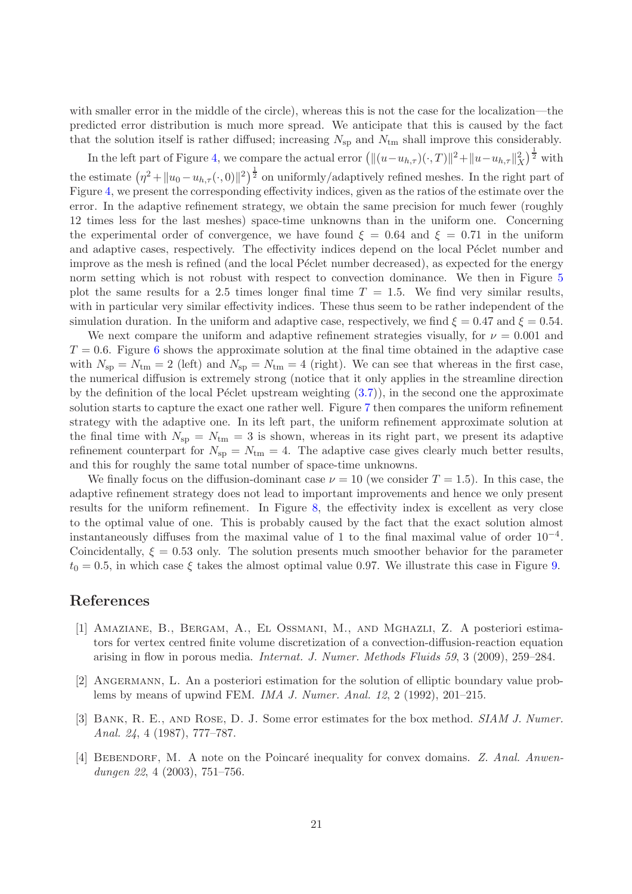with smaller error in the middle of the circle), whereas this is not the case for the localization—the predicted error distribution is much more spread. We anticipate that this is caused by the fact that the solution itself is rather diffused; increasing $N_{\rm sp}$ and $N_{\rm tm}$ shall improve this considerably.

In the left part of Figure 4, we compare the actual error $\left(\|(u-u_{h,\tau})(\cdot,T)\|^2+\|u-u_{h,\tau}\|_X^2\right)^{\frac{1}{2}}$ with the estimate $\left(\eta^2+\|u_0-u_{h,\tau}(\cdot,0)\|^2\right)^{\frac{1}{2}}$ on uniformly/adaptively refined meshes. In the right part of Figure 4, we present the corresponding effectivity indices, given as the ratios of the estimate over the error. In the adaptive refinement strategy, we obtain the same precision for much fewer (roughly 12 times less for the last meshes) space-time unknowns than in the uniform one. Concerning the experimental order of convergence, we have found $\xi = 0.64$ and $\xi = 0.71$ in the uniform and adaptive cases, respectively. The effectivity indices depend on the local Péclet number and improve as the mesh is refined (and the local Péclet number decreased), as expected for the energy norm setting which is not robust with respect to convection dominance. We then in Figure 5 plot the same results for a 2.5 times longer final time $T = 1.5$. We find very similar results, with in particular very similar effectivity indices. These thus seem to be rather independent of the simulation duration. In the uniform and adaptive case, respectively, we find $\xi = 0.47$ and $\xi = 0.54$.

We next compare the uniform and adaptive refinement strategies visually, for $\nu = 0.001$ and $T = 0.6$. Figure 6 shows the approximate solution at the final time obtained in the adaptive case with $N_{\rm sp} = N_{\rm tm} = 2$ (left) and $N_{\rm sp} = N_{\rm tm} = 4$ (right). We can see that whereas in the first case, the numerical diffusion is extremely strong (notice that it only applies in the streamline direction by the definition of the local Péclet upstream weighting (3.7)), in the second one the approximate solution starts to capture the exact one rather well. Figure 7 then compares the uniform refinement strategy with the adaptive one. In its left part, the uniform refinement approximate solution at the final time with $N_{\rm sp} = N_{\rm tm} = 3$ is shown, whereas in its right part, we present its adaptive refinement counterpart for $N_{\rm sp} = N_{\rm tm} = 4$. The adaptive case gives clearly much better results, and this for roughly the same total number of space-time unknowns.

We finally focus on the diffusion-dominant case $\nu = 10$ (we consider $T = 1.5$). In this case, the adaptive refinement strategy does not lead to important improvements and hence we only present results for the uniform refinement. In Figure 8, the effectivity index is excellent as very close to the optimal value of one. This is probably caused by the fact that the exact solution almost instantaneously diffuses from the maximal value of 1 to the final maximal value of order $10^{-4}$. Coincidentally, $\xi = 0.53$ only. The solution presents much smoother behavior for the parameter $t_0 = 0.5$, in which case $\xi$ takes the almost optimal value 0.97. We illustrate this case in Figure 9.

# References

[1] Amaziane, B., Bergam, A., El Ossmani, M., and Mghazli, Z. A posteriori estimators for vertex centred finite volume discretization of a convection-diffusion-reaction equation arising in flow in porous media. *Internat. J. Numer. Methods Fluids 59*, 3 (2009), 259–284.

[2] Angermann, L. An a posteriori estimation for the solution of elliptic boundary value problems by means of upwind FEM. *IMA J. Numer. Anal. 12*, 2 (1992), 201–215.

[3] Bank, R. E., and Rose, D. J. Some error estimates for the box method. *SIAM J. Numer. Anal. 24*, 4 (1987), 777–787.

[4] Bebendorf, M. A note on the Poincaré inequality for convex domains. *Z. Anal. Anwendungen 22*, 4 (2003), 751–756.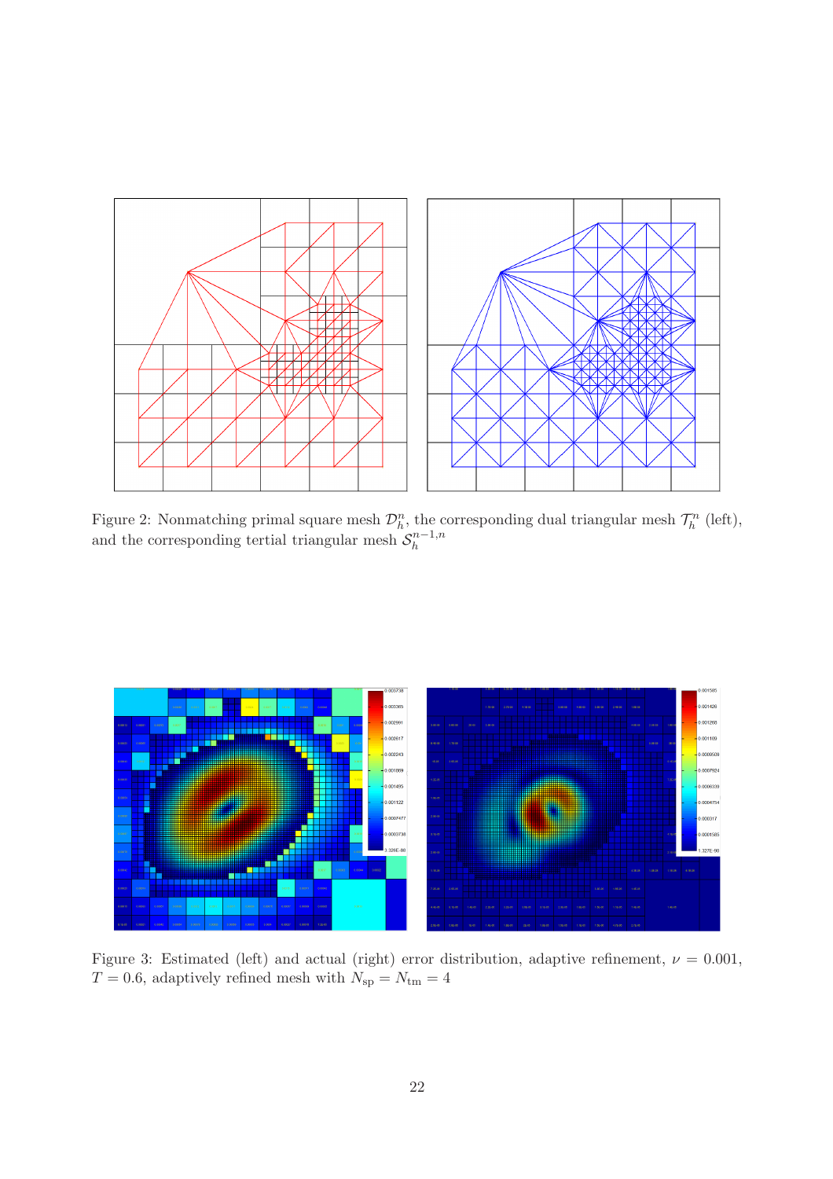Figure 2: Nonmatching primal square mesh $\mathcal{D}_h^n$, the corresponding dual triangular mesh $\mathcal{T}_h^n$ (left), and the corresponding tertial triangular mesh $\mathcal{S}_h^{n-1,n}$

Figure 3: Estimated (left) and actual (right) error distribution, adaptive refinement, $\nu = 0.001$, $T = 0.6$, adaptively refined mesh with $N_{\mathrm{sp}} = N_{\mathrm{tm}} = 4$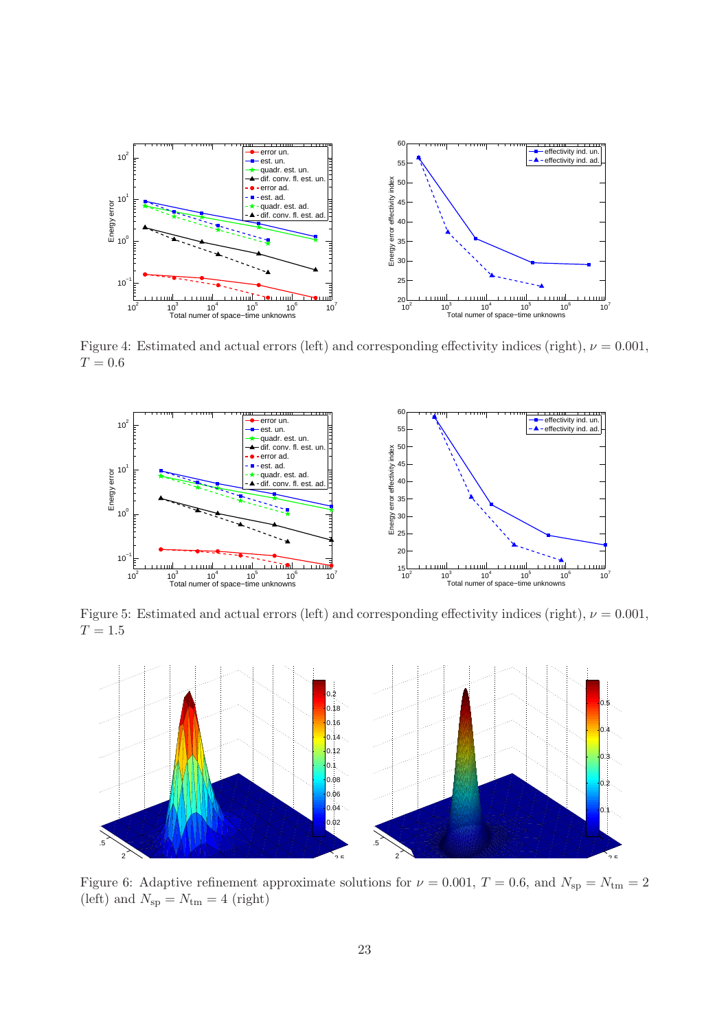Figure 4: Estimated and actual errors (left) and corresponding effectivity indices (right), $\nu = 0.001$, $T = 0.6$

Figure 5: Estimated and actual errors (left) and corresponding effectivity indices (right), $\nu = 0.001$, $T = 1.5$

Figure 6: Adaptive refinement approximate solutions for $\nu = 0.001$, $T = 0.6$, and $N_{\text{sp}} = N_{\text{tm}} = 2$ (left) and $N_{\text{sp}} = N_{\text{tm}} = 4$ (right)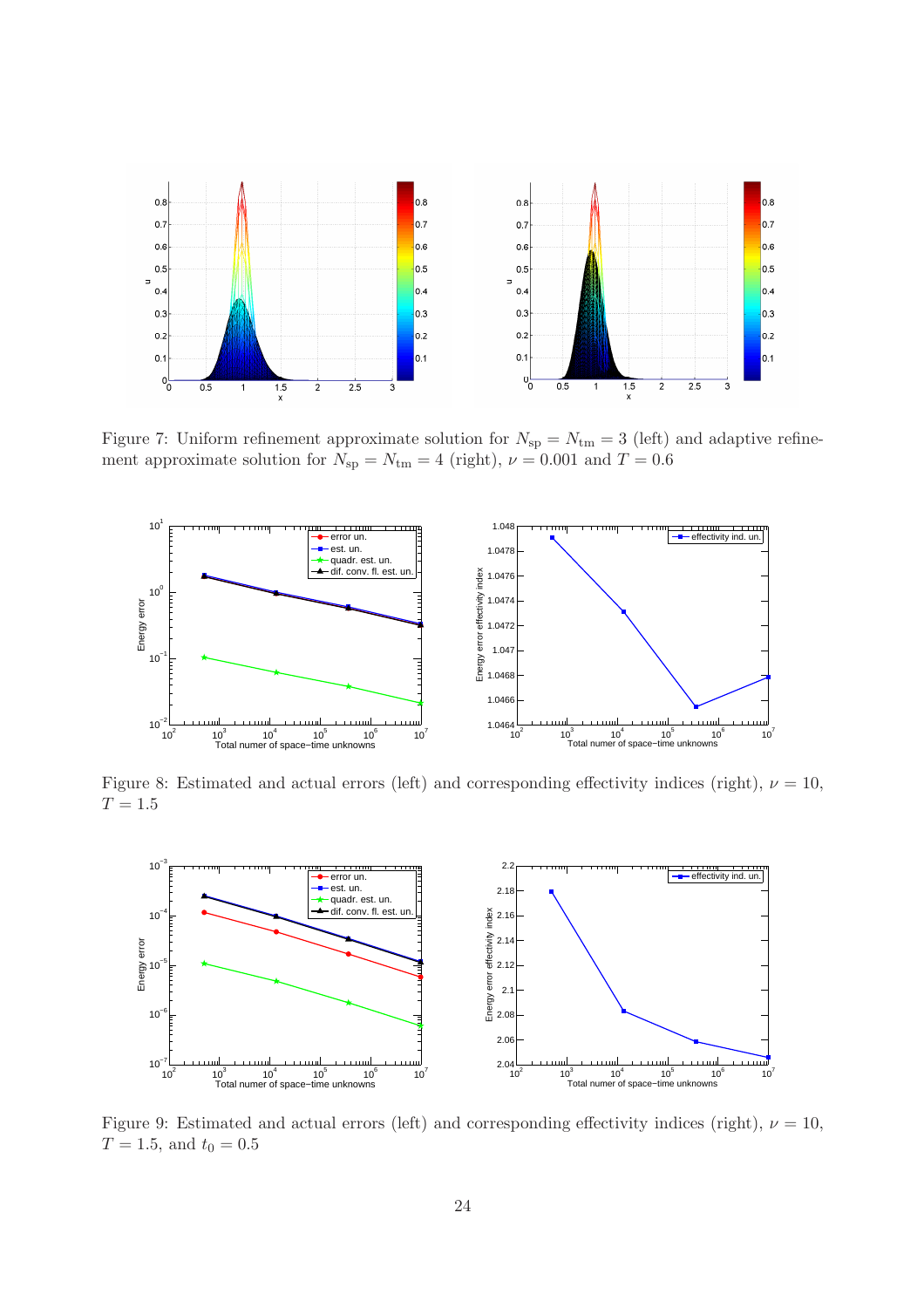Figure 7: Uniform refinement approximate solution for $N_{\text{sp}} = N_{\text{tm}} = 3$ (left) and adaptive refinement approximate solution for $N_{\text{sp}} = N_{\text{tm}} = 4$ (right), $\nu = 0.001$ and $T = 0.6$

Figure 8: Estimated and actual errors (left) and corresponding effectivity indices (right), $\nu = 10$, $T = 1.5$

Figure 9: Estimated and actual errors (left) and corresponding effectivity indices (right), $\nu = 10$, $T = 1.5$, and $t_0 = 0.5$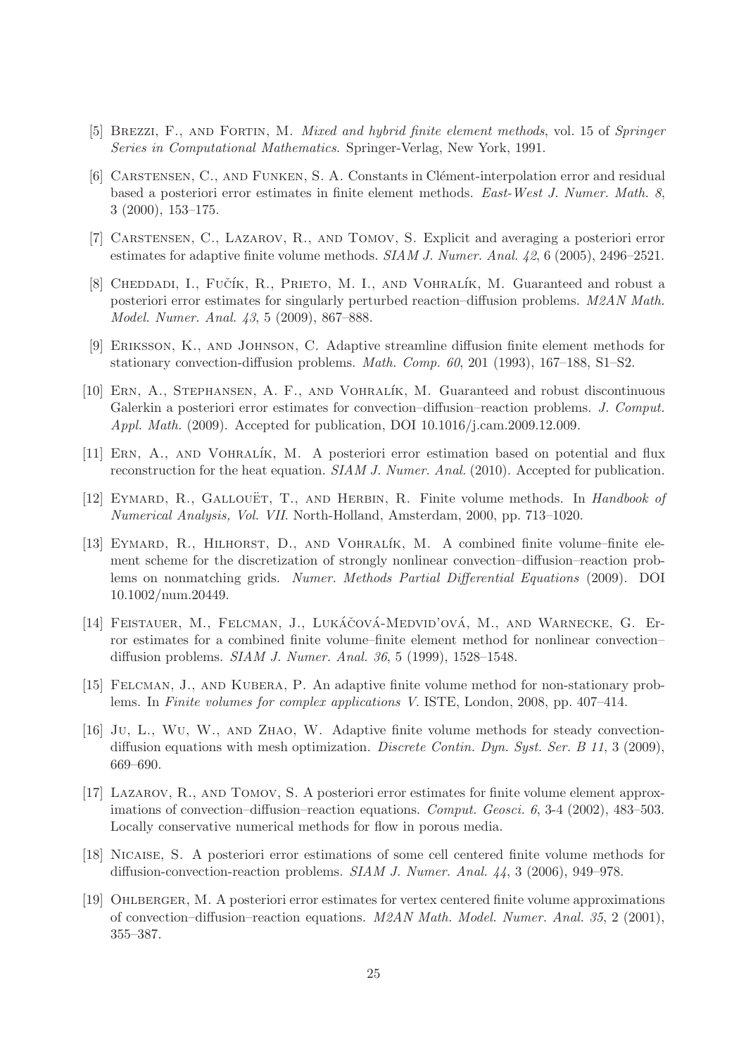[5] Brezzi, F., and Fortin, M. *Mixed and hybrid finite element methods*, vol. 15 of *Springer Series in Computational Mathematics*. Springer-Verlag, New York, 1991.

[6] Carstensen, C., and Funken, S. A. Constants in Clément-interpolation error and residual based a posteriori error estimates in finite element methods. *East-West J. Numer. Math. 8*, 3 (2000), 153–175.

[7] Carstensen, C., Lazarov, R., and Tomov, S. Explicit and averaging a posteriori error estimates for adaptive finite volume methods. *SIAM J. Numer. Anal. 42*, 6 (2005), 2496–2521.

[8] Cheddadi, I., Fučík, R., Prieto, M. I., and Vohralík, M. Guaranteed and robust a posteriori error estimates for singularly perturbed reaction–diffusion problems. *M2AN Math. Model. Numer. Anal. 43*, 5 (2009), 867–888.

[9] Eriksson, K., and Johnson, C. Adaptive streamline diffusion finite element methods for stationary convection-diffusion problems. *Math. Comp. 60*, 201 (1993), 167–188, S1–S2.

[10] Ern, A., Stephansen, A. F., and Vohralík, M. Guaranteed and robust discontinuous Galerkin a posteriori error estimates for convection–diffusion–reaction problems. *J. Comput. Appl. Math.* (2009). Accepted for publication, DOI 10.1016/j.cam.2009.12.009.

[11] Ern, A., and Vohralík, M. A posteriori error estimation based on potential and flux reconstruction for the heat equation. *SIAM J. Numer. Anal.* (2010). Accepted for publication.

[12] Eymard, R., Gallouët, T., and Herbin, R. Finite volume methods. In *Handbook of Numerical Analysis, Vol. VII*. North-Holland, Amsterdam, 2000, pp. 713–1020.

[13] Eymard, R., Hilhorst, D., and Vohralík, M. A combined finite volume–finite element scheme for the discretization of strongly nonlinear convection–diffusion–reaction problems on nonmatching grids. *Numer. Methods Partial Differential Equations* (2009). DOI 10.1002/num.20449.

[14] Feistauer, M., Felcman, J., Lukáčová-Medvid'ová, M., and Warnecke, G. Error estimates for a combined finite volume–finite element method for nonlinear convection–diffusion problems. *SIAM J. Numer. Anal. 36*, 5 (1999), 1528–1548.

[15] Felcman, J., and Kubera, P. An adaptive finite volume method for non-stationary problems. In *Finite volumes for complex applications V*. ISTE, London, 2008, pp. 407–414.

[16] Ju, L., Wu, W., and Zhao, W. Adaptive finite volume methods for steady convection-diffusion equations with mesh optimization. *Discrete Contin. Dyn. Syst. Ser. B 11*, 3 (2009), 669–690.

[17] Lazarov, R., and Tomov, S. A posteriori error estimates for finite volume element approximations of convection–diffusion–reaction equations. *Comput. Geosci. 6*, 3-4 (2002), 483–503. Locally conservative numerical methods for flow in porous media.

[18] Nicaise, S. A posteriori error estimations of some cell centered finite volume methods for diffusion-convection-reaction problems. *SIAM J. Numer. Anal. 44*, 3 (2006), 949–978.

[19] Ohlberger, M. A posteriori error estimates for vertex centered finite volume approximations of convection–diffusion–reaction equations. *M2AN Math. Model. Numer. Anal. 35*, 2 (2001), 355–387.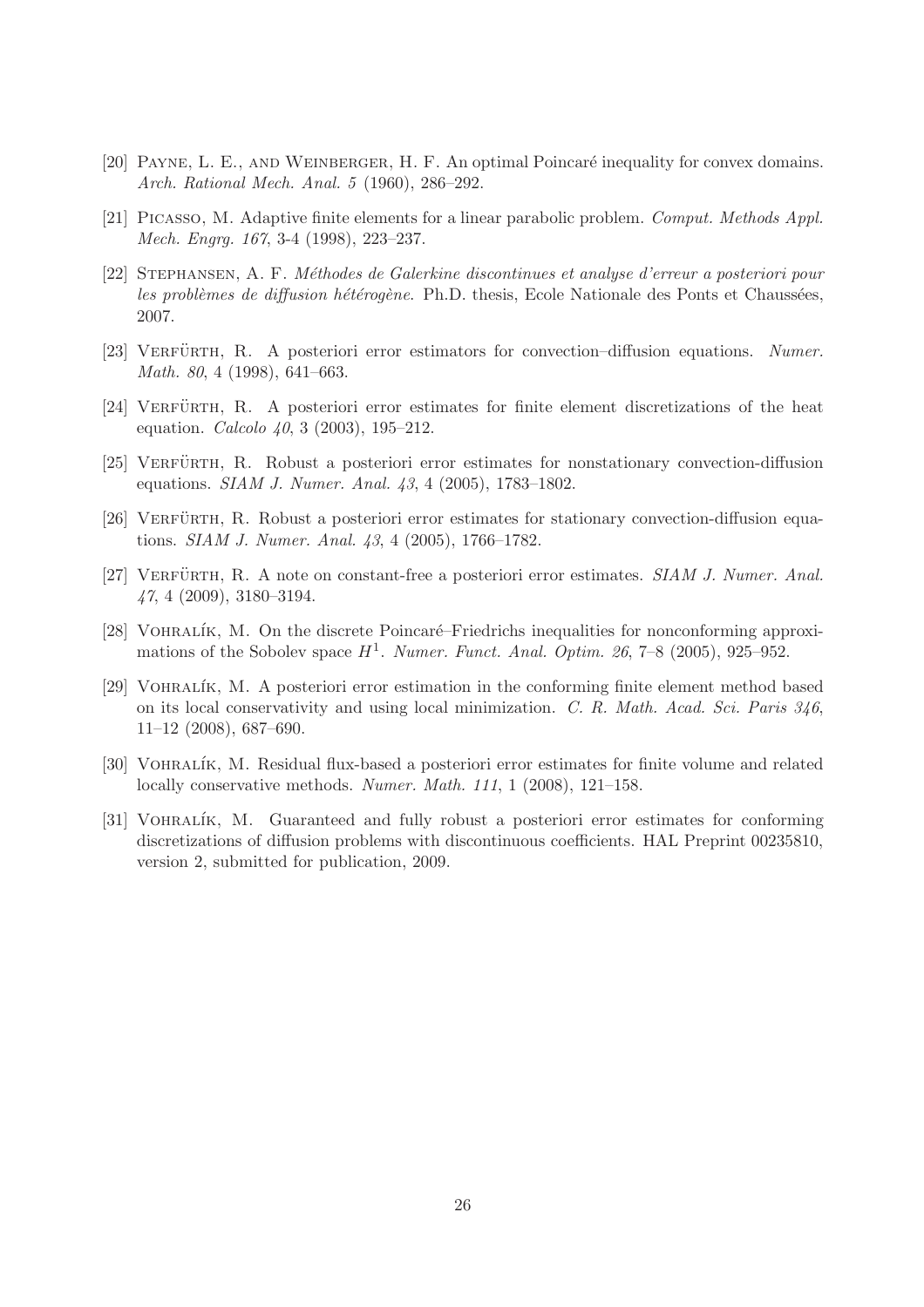[20] Payne, L. E., and Weinberger, H. F. An optimal Poincaré inequality for convex domains. *Arch. Rational Mech. Anal. 5* (1960), 286–292.

[21] Picasso, M. Adaptive finite elements for a linear parabolic problem. *Comput. Methods Appl. Mech. Engrg. 167*, 3-4 (1998), 223–237.

[22] Stephansen, A. F. *Méthodes de Galerkine discontinues et analyse d'erreur a posteriori pour les problèmes de diffusion hétérogène*. Ph.D. thesis, Ecole Nationale des Ponts et Chaussées, 2007.

[23] Verfürth, R. A posteriori error estimators for convection–diffusion equations. *Numer. Math. 80*, 4 (1998), 641–663.

[24] Verfürth, R. A posteriori error estimates for finite element discretizations of the heat equation. *Calcolo 40*, 3 (2003), 195–212.

[25] Verfürth, R. Robust a posteriori error estimates for nonstationary convection-diffusion equations. *SIAM J. Numer. Anal. 43*, 4 (2005), 1783–1802.

[26] Verfürth, R. Robust a posteriori error estimates for stationary convection-diffusion equations. *SIAM J. Numer. Anal. 43*, 4 (2005), 1766–1782.

[27] Verfürth, R. A note on constant-free a posteriori error estimates. *SIAM J. Numer. Anal. 47*, 4 (2009), 3180–3194.

[28] Vohralík, M. On the discrete Poincaré–Friedrichs inequalities for nonconforming approximations of the Sobolev space $H^1$. *Numer. Funct. Anal. Optim. 26*, 7–8 (2005), 925–952.

[29] Vohralík, M. A posteriori error estimation in the conforming finite element method based on its local conservativity and using local minimization. *C. R. Math. Acad. Sci. Paris 346*, 11–12 (2008), 687–690.

[30] Vohralík, M. Residual flux-based a posteriori error estimates for finite volume and related locally conservative methods. *Numer. Math. 111*, 1 (2008), 121–158.

[31] Vohralík, M. Guaranteed and fully robust a posteriori error estimates for conforming discretizations of diffusion problems with discontinuous coefficients. HAL Preprint 00235810, version 2, submitted for publication, 2009.